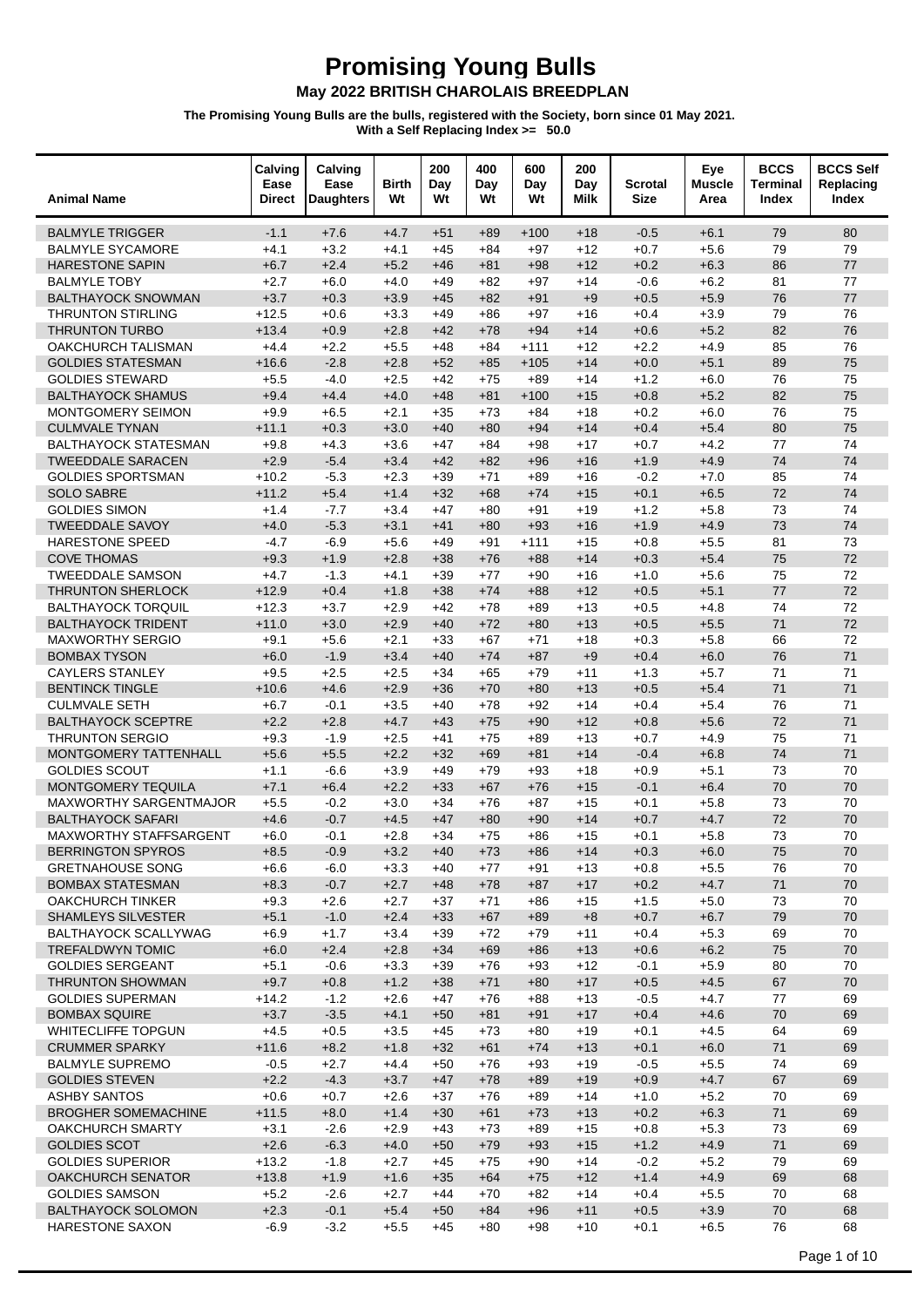# Promising Young Bulls

## May 2022 BRITISH CHAROLAIS BREEDPLAN

**The Promising Young Bulls are the bulls, registered with the Society, born since 01 May 2021.**
**With a Self Replacing Index >= 50.0**

| Animal Name | Calving Ease Direct | Calving Ease Daughters | Birth Wt | 200 Day Wt | 400 Day Wt | 600 Day Wt | 200 Day Milk | Scrotal Size | Eye Muscle Area | BCCS Terminal Index | BCCS Self Replacing Index |
|---|---|---|---|---|---|---|---|---|---|---|---|
| BALMYLE TRIGGER | -1.1 | +7.6 | +4.7 | +51 | +89 | +100 | +18 | -0.5 | +6.1 | 79 | 80 |
| BALMYLE SYCAMORE | +4.1 | +3.2 | +4.1 | +45 | +84 | +97 | +12 | +0.7 | +5.6 | 79 | 79 |
| HARESTONE SAPIN | +6.7 | +2.4 | +5.2 | +46 | +81 | +98 | +12 | +0.2 | +6.3 | 86 | 77 |
| BALMYLE TOBY | +2.7 | +6.0 | +4.0 | +49 | +82 | +97 | +14 | -0.6 | +6.2 | 81 | 77 |
| BALTHAYOCK SNOWMAN | +3.7 | +0.3 | +3.9 | +45 | +82 | +91 | +9 | +0.5 | +5.9 | 76 | 77 |
| THRUNTON STIRLING | +12.5 | +0.6 | +3.3 | +49 | +86 | +97 | +16 | +0.4 | +3.9 | 79 | 76 |
| THRUNTON TURBO | +13.4 | +0.9 | +2.8 | +42 | +78 | +94 | +14 | +0.6 | +5.2 | 82 | 76 |
| OAKCHURCH TALISMAN | +4.4 | +2.2 | +5.5 | +48 | +84 | +111 | +12 | +2.2 | +4.9 | 85 | 76 |
| GOLDIES STATESMAN | +16.6 | -2.8 | +2.8 | +52 | +85 | +105 | +14 | +0.0 | +5.1 | 89 | 75 |
| GOLDIES STEWARD | +5.5 | -4.0 | +2.5 | +42 | +75 | +89 | +14 | +1.2 | +6.0 | 76 | 75 |
| BALTHAYOCK SHAMUS | +9.4 | +4.4 | +4.0 | +48 | +81 | +100 | +15 | +0.8 | +5.2 | 82 | 75 |
| MONTGOMERY SEIMON | +9.9 | +6.5 | +2.1 | +35 | +73 | +84 | +18 | +0.2 | +6.0 | 76 | 75 |
| CULMVALE TYNAN | +11.1 | +0.3 | +3.0 | +40 | +80 | +94 | +14 | +0.4 | +5.4 | 80 | 75 |
| BALTHAYOCK STATESMAN | +9.8 | +4.3 | +3.6 | +47 | +84 | +98 | +17 | +0.7 | +4.2 | 77 | 74 |
| TWEEDDALE SARACEN | +2.9 | -5.4 | +3.4 | +42 | +82 | +96 | +16 | +1.9 | +4.9 | 74 | 74 |
| GOLDIES SPORTSMAN | +10.2 | -5.3 | +2.3 | +39 | +71 | +89 | +16 | -0.2 | +7.0 | 85 | 74 |
| SOLO SABRE | +11.2 | +5.4 | +1.4 | +32 | +68 | +74 | +15 | +0.1 | +6.5 | 72 | 74 |
| GOLDIES SIMON | +1.4 | -7.7 | +3.4 | +47 | +80 | +91 | +19 | +1.2 | +5.8 | 73 | 74 |
| TWEEDDALE SAVOY | +4.0 | -5.3 | +3.1 | +41 | +80 | +93 | +16 | +1.9 | +4.9 | 73 | 74 |
| HARESTONE SPEED | -4.7 | -6.9 | +5.6 | +49 | +91 | +111 | +15 | +0.8 | +5.5 | 81 | 73 |
| COVE THOMAS | +9.3 | +1.9 | +2.8 | +38 | +76 | +88 | +14 | +0.3 | +5.4 | 75 | 72 |
| TWEEDDALE SAMSON | +4.7 | -1.3 | +4.1 | +39 | +77 | +90 | +16 | +1.0 | +5.6 | 75 | 72 |
| THRUNTON SHERLOCK | +12.9 | +0.4 | +1.8 | +38 | +74 | +88 | +12 | +0.5 | +5.1 | 77 | 72 |
| BALTHAYOCK TORQUIL | +12.3 | +3.7 | +2.9 | +42 | +78 | +89 | +13 | +0.5 | +4.8 | 74 | 72 |
| BALTHAYOCK TRIDENT | +11.0 | +3.0 | +2.9 | +40 | +72 | +80 | +13 | +0.5 | +5.5 | 71 | 72 |
| MAXWORTHY SERGIO | +9.1 | +5.6 | +2.1 | +33 | +67 | +71 | +18 | +0.3 | +5.8 | 66 | 72 |
| BOMBAX TYSON | +6.0 | -1.9 | +3.4 | +40 | +74 | +87 | +9 | +0.4 | +6.0 | 76 | 71 |
| CAYLERS STANLEY | +9.5 | +2.5 | +2.5 | +34 | +65 | +79 | +11 | +1.3 | +5.7 | 71 | 71 |
| BENTINCK TINGLE | +10.6 | +4.6 | +2.9 | +36 | +70 | +80 | +13 | +0.5 | +5.4 | 71 | 71 |
| CULMVALE SETH | +6.7 | -0.1 | +3.5 | +40 | +78 | +92 | +14 | +0.4 | +5.4 | 76 | 71 |
| BALTHAYOCK SCEPTRE | +2.2 | +2.8 | +4.7 | +43 | +75 | +90 | +12 | +0.8 | +5.6 | 72 | 71 |
| THRUNTON SERGIO | +9.3 | -1.9 | +2.5 | +41 | +75 | +89 | +13 | +0.7 | +4.9 | 75 | 71 |
| MONTGOMERY TATTENHALL | +5.6 | +5.5 | +2.2 | +32 | +69 | +81 | +14 | -0.4 | +6.8 | 74 | 71 |
| GOLDIES SCOUT | +1.1 | -6.6 | +3.9 | +49 | +79 | +93 | +18 | +0.9 | +5.1 | 73 | 70 |
| MONTGOMERY TEQUILA | +7.1 | +6.4 | +2.2 | +33 | +67 | +76 | +15 | -0.1 | +6.4 | 70 | 70 |
| MAXWORTHY SARGENTMAJOR | +5.5 | -0.2 | +3.0 | +34 | +76 | +87 | +15 | +0.1 | +5.8 | 73 | 70 |
| BALTHAYOCK SAFARI | +4.6 | -0.7 | +4.5 | +47 | +80 | +90 | +14 | +0.7 | +4.7 | 72 | 70 |
| MAXWORTHY STAFFSARGENT | +6.0 | -0.1 | +2.8 | +34 | +75 | +86 | +15 | +0.1 | +5.8 | 73 | 70 |
| BERRINGTON SPYROS | +8.5 | -0.9 | +3.2 | +40 | +73 | +86 | +14 | +0.3 | +6.0 | 75 | 70 |
| GRETNAHOUSE SONG | +6.6 | -6.0 | +3.3 | +40 | +77 | +91 | +13 | +0.8 | +5.5 | 76 | 70 |
| BOMBAX STATESMAN | +8.3 | -0.7 | +2.7 | +48 | +78 | +87 | +17 | +0.2 | +4.7 | 71 | 70 |
| OAKCHURCH TINKER | +9.3 | +2.6 | +2.7 | +37 | +71 | +86 | +15 | +1.5 | +5.0 | 73 | 70 |
| SHAMLEYS SILVESTER | +5.1 | -1.0 | +2.4 | +33 | +67 | +89 | +8 | +0.7 | +6.7 | 79 | 70 |
| BALTHAYOCK SCALLYWAG | +6.9 | +1.7 | +3.4 | +39 | +72 | +79 | +11 | +0.4 | +5.3 | 69 | 70 |
| TREFALDWYN TOMIC | +6.0 | +2.4 | +2.8 | +34 | +69 | +86 | +13 | +0.6 | +6.2 | 75 | 70 |
| GOLDIES SERGEANT | +5.1 | -0.6 | +3.3 | +39 | +76 | +93 | +12 | -0.1 | +5.9 | 80 | 70 |
| THRUNTON SHOWMAN | +9.7 | +0.8 | +1.2 | +38 | +71 | +80 | +17 | +0.5 | +4.5 | 67 | 70 |
| GOLDIES SUPERMAN | +14.2 | -1.2 | +2.6 | +47 | +76 | +88 | +13 | -0.5 | +4.7 | 77 | 69 |
| BOMBAX SQUIRE | +3.7 | -3.5 | +4.1 | +50 | +81 | +91 | +17 | +0.4 | +4.6 | 70 | 69 |
| WHITECLIFFE TOPGUN | +4.5 | +0.5 | +3.5 | +45 | +73 | +80 | +19 | +0.1 | +4.5 | 64 | 69 |
| CRUMMER SPARKY | +11.6 | +8.2 | +1.8 | +32 | +61 | +74 | +13 | +0.1 | +6.0 | 71 | 69 |
| BALMYLE SUPREMO | -0.5 | +2.7 | +4.4 | +50 | +76 | +93 | +19 | -0.5 | +5.5 | 74 | 69 |
| GOLDIES STEVEN | +2.2 | -4.3 | +3.7 | +47 | +78 | +89 | +19 | +0.9 | +4.7 | 67 | 69 |
| ASHBY SANTOS | +0.6 | +0.7 | +2.6 | +37 | +76 | +89 | +14 | +1.0 | +5.2 | 70 | 69 |
| BROGHER SOMEMACHINE | +11.5 | +8.0 | +1.4 | +30 | +61 | +73 | +13 | +0.2 | +6.3 | 71 | 69 |
| OAKCHURCH SMARTY | +3.1 | -2.6 | +2.9 | +43 | +73 | +89 | +15 | +0.8 | +5.3 | 73 | 69 |
| GOLDIES SCOT | +2.6 | -6.3 | +4.0 | +50 | +79 | +93 | +15 | +1.2 | +4.9 | 71 | 69 |
| GOLDIES SUPERIOR | +13.2 | -1.8 | +2.7 | +45 | +75 | +90 | +14 | -0.2 | +5.2 | 79 | 69 |
| OAKCHURCH SENATOR | +13.8 | +1.9 | +1.6 | +35 | +64 | +75 | +12 | +1.4 | +4.9 | 69 | 68 |
| GOLDIES SAMSON | +5.2 | -2.6 | +2.7 | +44 | +70 | +82 | +14 | +0.4 | +5.5 | 70 | 68 |
| BALTHAYOCK SOLOMON | +2.3 | -0.1 | +5.4 | +50 | +84 | +96 | +11 | +0.5 | +3.9 | 70 | 68 |
| HARESTONE SAXON | -6.9 | -3.2 | +5.5 | +45 | +80 | +98 | +10 | +0.1 | +6.5 | 76 | 68 |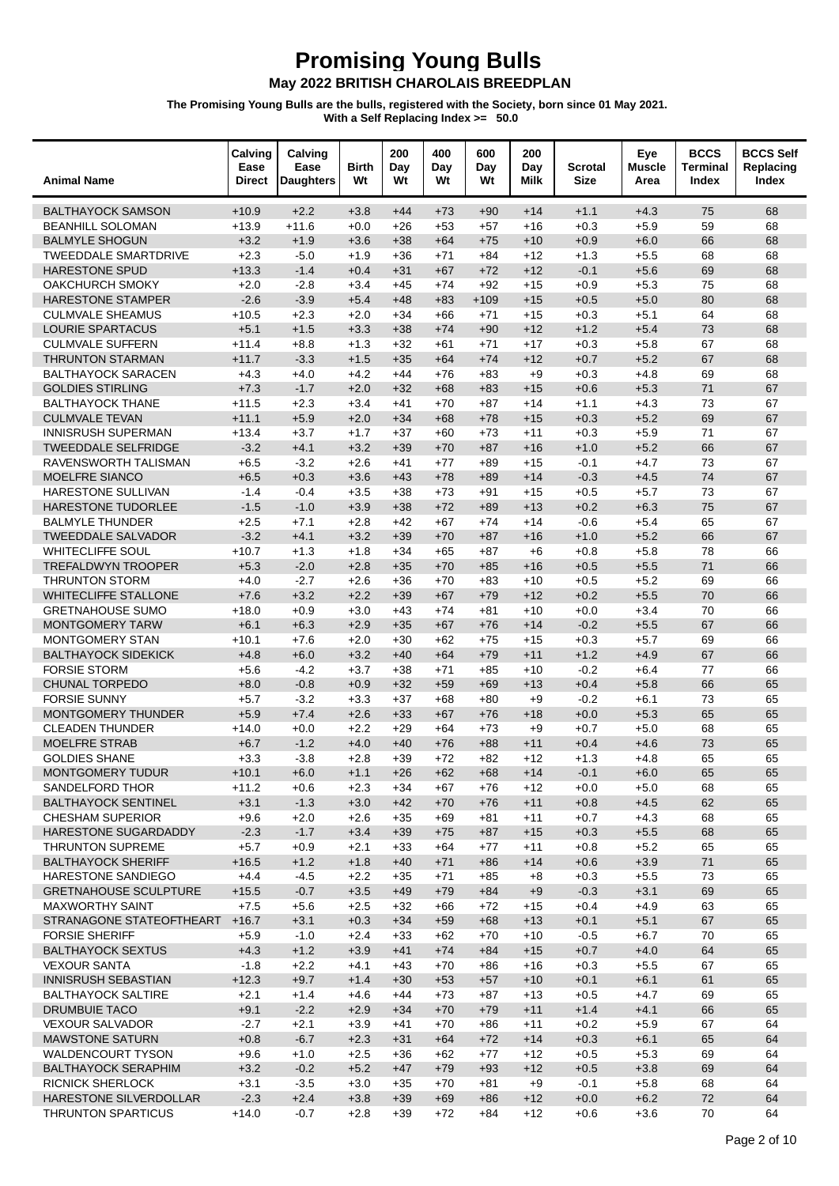# Promising Young Bulls

## May 2022 BRITISH CHAROLAIS BREEDPLAN

**The Promising Young Bulls are the bulls, registered with the Society, born since 01 May 2021.**
**With a Self Replacing Index >= 50.0**

| Animal Name | Calving Ease Direct | Calving Ease Daughters | Birth Wt | 200 Day Wt | 400 Day Wt | 600 Day Wt | 200 Day Milk | Scrotal Size | Eye Muscle Area | BCCS Terminal Index | BCCS Self Replacing Index |
|---|---|---|---|---|---|---|---|---|---|---|---|
| BALTHAYOCK SAMSON | +10.9 | +2.2 | +3.8 | +44 | +73 | +90 | +14 | +1.1 | +4.3 | 75 | 68 |
| BEANHILL SOLOMAN | +13.9 | +11.6 | +0.0 | +26 | +53 | +57 | +16 | +0.3 | +5.9 | 59 | 68 |
| BALMYLE SHOGUN | +3.2 | +1.9 | +3.6 | +38 | +64 | +75 | +10 | +0.9 | +6.0 | 66 | 68 |
| TWEEDDALE SMARTDRIVE | +2.3 | -5.0 | +1.9 | +36 | +71 | +84 | +12 | +1.3 | +5.5 | 68 | 68 |
| HARESTONE SPUD | +13.3 | -1.4 | +0.4 | +31 | +67 | +72 | +12 | -0.1 | +5.6 | 69 | 68 |
| OAKCHURCH SMOKY | +2.0 | -2.8 | +3.4 | +45 | +74 | +92 | +15 | +0.9 | +5.3 | 75 | 68 |
| HARESTONE STAMPER | -2.6 | -3.9 | +5.4 | +48 | +83 | +109 | +15 | +0.5 | +5.0 | 80 | 68 |
| CULMVALE SHEAMUS | +10.5 | +2.3 | +2.0 | +34 | +66 | +71 | +15 | +0.3 | +5.1 | 64 | 68 |
| LOURIE SPARTACUS | +5.1 | +1.5 | +3.3 | +38 | +74 | +90 | +12 | +1.2 | +5.4 | 73 | 68 |
| CULMVALE SUFFERN | +11.4 | +8.8 | +1.3 | +32 | +61 | +71 | +17 | +0.3 | +5.8 | 67 | 68 |
| THRUNTON STARMAN | +11.7 | -3.3 | +1.5 | +35 | +64 | +74 | +12 | +0.7 | +5.2 | 67 | 68 |
| BALTHAYOCK SARACEN | +4.3 | +4.0 | +4.2 | +44 | +76 | +83 | +9 | +0.3 | +4.8 | 69 | 68 |
| GOLDIES STIRLING | +7.3 | -1.7 | +2.0 | +32 | +68 | +83 | +15 | +0.6 | +5.3 | 71 | 67 |
| BALTHAYOCK THANE | +11.5 | +2.3 | +3.4 | +41 | +70 | +87 | +14 | +1.1 | +4.3 | 73 | 67 |
| CULMVALE TEVAN | +11.1 | +5.9 | +2.0 | +34 | +68 | +78 | +15 | +0.3 | +5.2 | 69 | 67 |
| INNISRUSH SUPERMAN | +13.4 | +3.7 | +1.7 | +37 | +60 | +73 | +11 | +0.3 | +5.9 | 71 | 67 |
| TWEEDDALE SELFRIDGE | -3.2 | +4.1 | +3.2 | +39 | +70 | +87 | +16 | +1.0 | +5.2 | 66 | 67 |
| RAVENSWORTH TALISMAN | +6.5 | -3.2 | +2.6 | +41 | +77 | +89 | +15 | -0.1 | +4.7 | 73 | 67 |
| MOELFRE SIANCO | +6.5 | +0.3 | +3.6 | +43 | +78 | +89 | +14 | -0.3 | +4.5 | 74 | 67 |
| HARESTONE SULLIVAN | -1.4 | -0.4 | +3.5 | +38 | +73 | +91 | +15 | +0.5 | +5.7 | 73 | 67 |
| HARESTONE TUDORLEE | -1.5 | -1.0 | +3.9 | +38 | +72 | +89 | +13 | +0.2 | +6.3 | 75 | 67 |
| BALMYLE THUNDER | +2.5 | +7.1 | +2.8 | +42 | +67 | +74 | +14 | -0.6 | +5.4 | 65 | 67 |
| TWEEDDALE SALVADOR | -3.2 | +4.1 | +3.2 | +39 | +70 | +87 | +16 | +1.0 | +5.2 | 66 | 67 |
| WHITECLIFFE SOUL | +10.7 | +1.3 | +1.8 | +34 | +65 | +87 | +6 | +0.8 | +5.8 | 78 | 66 |
| TREFALDWYN TROOPER | +5.3 | -2.0 | +2.8 | +35 | +70 | +85 | +16 | +0.5 | +5.5 | 71 | 66 |
| THRUNTON STORM | +4.0 | -2.7 | +2.6 | +36 | +70 | +83 | +10 | +0.5 | +5.2 | 69 | 66 |
| WHITECLIFFE STALLONE | +7.6 | +3.2 | +2.2 | +39 | +67 | +79 | +12 | +0.2 | +5.5 | 70 | 66 |
| GRETNAHOUSE SUMO | +18.0 | +0.9 | +3.0 | +43 | +74 | +81 | +10 | +0.0 | +3.4 | 70 | 66 |
| MONTGOMERY TARW | +6.1 | +6.3 | +2.9 | +35 | +67 | +76 | +14 | -0.2 | +5.5 | 67 | 66 |
| MONTGOMERY STAN | +10.1 | +7.6 | +2.0 | +30 | +62 | +75 | +15 | +0.3 | +5.7 | 69 | 66 |
| BALTHAYOCK SIDEKICK | +4.8 | +6.0 | +3.2 | +40 | +64 | +79 | +11 | +1.2 | +4.9 | 67 | 66 |
| FORSIE STORM | +5.6 | -4.2 | +3.7 | +38 | +71 | +85 | +10 | -0.2 | +6.4 | 77 | 66 |
| CHUNAL TORPEDO | +8.0 | -0.8 | +0.9 | +32 | +59 | +69 | +13 | +0.4 | +5.8 | 66 | 65 |
| FORSIE SUNNY | +5.7 | -3.2 | +3.3 | +37 | +68 | +80 | +9 | -0.2 | +6.1 | 73 | 65 |
| MONTGOMERY THUNDER | +5.9 | +7.4 | +2.6 | +33 | +67 | +76 | +18 | +0.0 | +5.3 | 65 | 65 |
| CLEADEN THUNDER | +14.0 | +0.0 | +2.2 | +29 | +64 | +73 | +9 | +0.7 | +5.0 | 68 | 65 |
| MOELFRE STRAB | +6.7 | -1.2 | +4.0 | +40 | +76 | +88 | +11 | +0.4 | +4.6 | 73 | 65 |
| GOLDIES SHANE | +3.3 | -3.8 | +2.8 | +39 | +72 | +82 | +12 | +1.3 | +4.8 | 65 | 65 |
| MONTGOMERY TUDUR | +10.1 | +6.0 | +1.1 | +26 | +62 | +68 | +14 | -0.1 | +6.0 | 65 | 65 |
| SANDELFORD THOR | +11.2 | +0.6 | +2.3 | +34 | +67 | +76 | +12 | +0.0 | +5.0 | 68 | 65 |
| BALTHAYOCK SENTINEL | +3.1 | -1.3 | +3.0 | +42 | +70 | +76 | +11 | +0.8 | +4.5 | 62 | 65 |
| CHESHAM SUPERIOR | +9.6 | +2.0 | +2.6 | +35 | +69 | +81 | +11 | +0.7 | +4.3 | 68 | 65 |
| HARESTONE SUGARDADDY | -2.3 | -1.7 | +3.4 | +39 | +75 | +87 | +15 | +0.3 | +5.5 | 68 | 65 |
| THRUNTON SUPREME | +5.7 | +0.9 | +2.1 | +33 | +64 | +77 | +11 | +0.8 | +5.2 | 65 | 65 |
| BALTHAYOCK SHERIFF | +16.5 | +1.2 | +1.8 | +40 | +71 | +86 | +14 | +0.6 | +3.9 | 71 | 65 |
| HARESTONE SANDIEGO | +4.4 | -4.5 | +2.2 | +35 | +71 | +85 | +8 | +0.3 | +5.5 | 73 | 65 |
| GRETNAHOUSE SCULPTURE | +15.5 | -0.7 | +3.5 | +49 | +79 | +84 | +9 | -0.3 | +3.1 | 69 | 65 |
| MAXWORTHY SAINT | +7.5 | +5.6 | +2.5 | +32 | +66 | +72 | +15 | +0.4 | +4.9 | 63 | 65 |
| STRANAGONE STATEOFTHEART | +16.7 | +3.1 | +0.3 | +34 | +59 | +68 | +13 | +0.1 | +5.1 | 67 | 65 |
| FORSIE SHERIFF | +5.9 | -1.0 | +2.4 | +33 | +62 | +70 | +10 | -0.5 | +6.7 | 70 | 65 |
| BALTHAYOCK SEXTUS | +4.3 | +1.2 | +3.9 | +41 | +74 | +84 | +15 | +0.7 | +4.0 | 64 | 65 |
| VEXOUR SANTA | -1.8 | +2.2 | +4.1 | +43 | +70 | +86 | +16 | +0.3 | +5.5 | 67 | 65 |
| INNISRUSH SEBASTIAN | +12.3 | +9.7 | +1.4 | +30 | +53 | +57 | +10 | +0.1 | +6.1 | 61 | 65 |
| BALTHAYOCK SALTIRE | +2.1 | +1.4 | +4.6 | +44 | +73 | +87 | +13 | +0.5 | +4.7 | 69 | 65 |
| DRUMBUIE TACO | +9.1 | -2.2 | +2.9 | +34 | +70 | +79 | +11 | +1.4 | +4.1 | 66 | 65 |
| VEXOUR SALVADOR | -2.7 | +2.1 | +3.9 | +41 | +70 | +86 | +11 | +0.2 | +5.9 | 67 | 64 |
| MAWSTONE SATURN | +0.8 | -6.7 | +2.3 | +31 | +64 | +72 | +14 | +0.3 | +6.1 | 65 | 64 |
| WALDENCOURT TYSON | +9.6 | +1.0 | +2.5 | +36 | +62 | +77 | +12 | +0.5 | +5.3 | 69 | 64 |
| BALTHAYOCK SERAPHIM | +3.2 | -0.2 | +5.2 | +47 | +79 | +93 | +12 | +0.5 | +3.8 | 69 | 64 |
| RICNICK SHERLOCK | +3.1 | -3.5 | +3.0 | +35 | +70 | +81 | +9 | -0.1 | +5.8 | 68 | 64 |
| HARESTONE SILVERDOLLAR | -2.3 | +2.4 | +3.8 | +39 | +69 | +86 | +12 | +0.0 | +6.2 | 72 | 64 |
| THRUNTON SPARTICUS | +14.0 | -0.7 | +2.8 | +39 | +72 | +84 | +12 | +0.6 | +3.6 | 70 | 64 |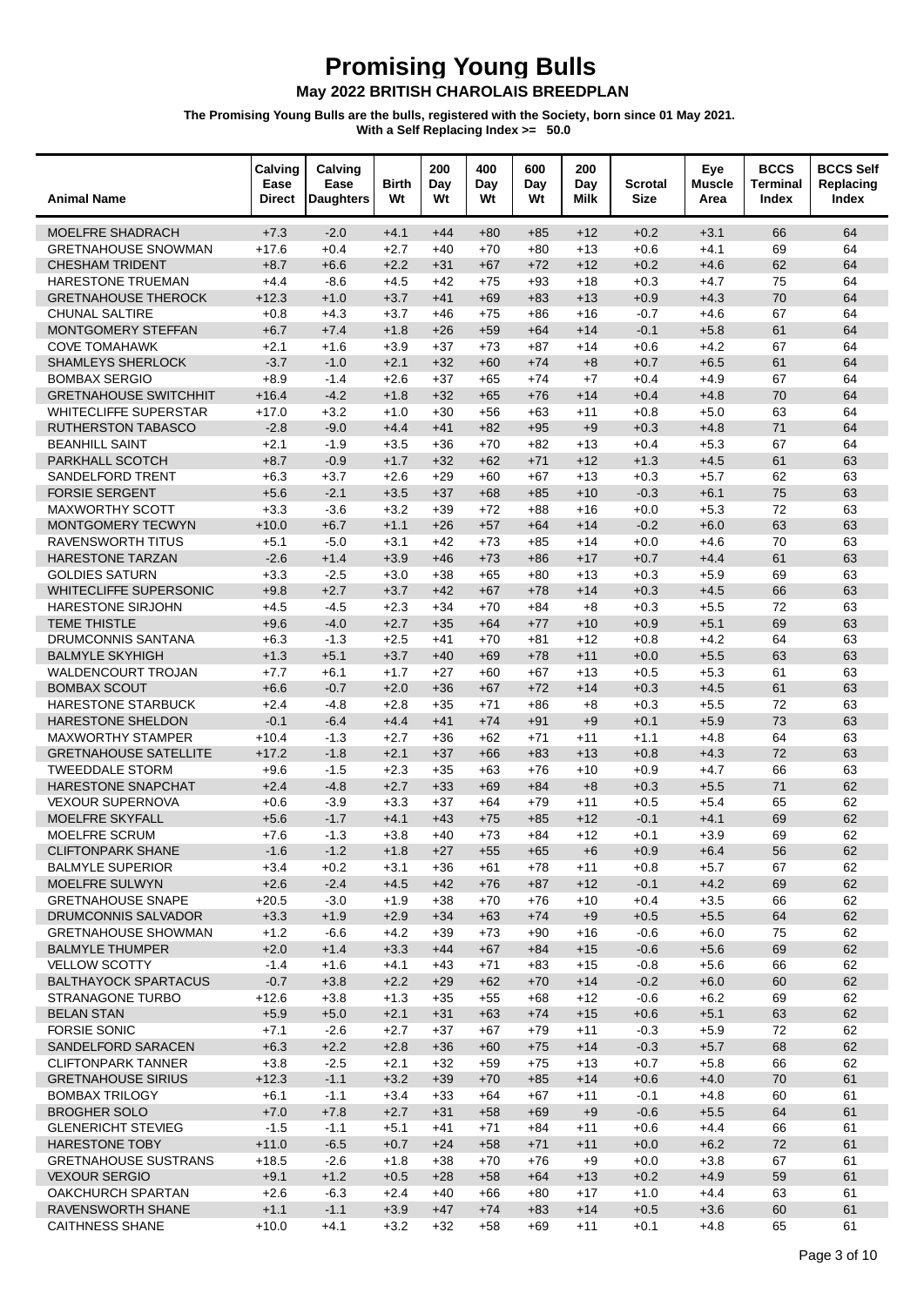# Promising Young Bulls

## May 2022 BRITISH CHAROLAIS BREEDPLAN

**The Promising Young Bulls are the bulls, registered with the Society, born since 01 May 2021.**
**With a Self Replacing Index >= 50.0**

| Animal Name | Calving Ease Direct | Calving Ease Daughters | Birth Wt | 200 Day Wt | 400 Day Wt | 600 Day Wt | 200 Day Milk | Scrotal Size | Eye Muscle Area | BCCS Terminal Index | BCCS Self Replacing Index |
|---|---|---|---|---|---|---|---|---|---|---|---|
| MOELFRE SHADRACH | +7.3 | -2.0 | +4.1 | +44 | +80 | +85 | +12 | +0.2 | +3.1 | 66 | 64 |
| GRETNAHOUSE SNOWMAN | +17.6 | +0.4 | +2.7 | +40 | +70 | +80 | +13 | +0.6 | +4.1 | 69 | 64 |
| CHESHAM TRIDENT | +8.7 | +6.6 | +2.2 | +31 | +67 | +72 | +12 | +0.2 | +4.6 | 62 | 64 |
| HARESTONE TRUEMAN | +4.4 | -8.6 | +4.5 | +42 | +75 | +93 | +18 | +0.3 | +4.7 | 75 | 64 |
| GRETNAHOUSE THEROCK | +12.3 | +1.0 | +3.7 | +41 | +69 | +83 | +13 | +0.9 | +4.3 | 70 | 64 |
| CHUNAL SALTIRE | +0.8 | +4.3 | +3.7 | +46 | +75 | +86 | +16 | -0.7 | +4.6 | 67 | 64 |
| MONTGOMERY STEFFAN | +6.7 | +7.4 | +1.8 | +26 | +59 | +64 | +14 | -0.1 | +5.8 | 61 | 64 |
| COVE TOMAHAWK | +2.1 | +1.6 | +3.9 | +37 | +73 | +87 | +14 | +0.6 | +4.2 | 67 | 64 |
| SHAMLEYS SHERLOCK | -3.7 | -1.0 | +2.1 | +32 | +60 | +74 | +8 | +0.7 | +6.5 | 61 | 64 |
| BOMBAX SERGIO | +8.9 | -1.4 | +2.6 | +37 | +65 | +74 | +7 | +0.4 | +4.9 | 67 | 64 |
| GRETNAHOUSE SWITCHHIT | +16.4 | -4.2 | +1.8 | +32 | +65 | +76 | +14 | +0.4 | +4.8 | 70 | 64 |
| WHITECLIFFE SUPERSTAR | +17.0 | +3.2 | +1.0 | +30 | +56 | +63 | +11 | +0.8 | +5.0 | 63 | 64 |
| RUTHERSTON TABASCO | -2.8 | -9.0 | +4.4 | +41 | +82 | +95 | +9 | +0.3 | +4.8 | 71 | 64 |
| BEANHILL SAINT | +2.1 | -1.9 | +3.5 | +36 | +70 | +82 | +13 | +0.4 | +5.3 | 67 | 64 |
| PARKHALL SCOTCH | +8.7 | -0.9 | +1.7 | +32 | +62 | +71 | +12 | +1.3 | +4.5 | 61 | 63 |
| SANDELFORD TRENT | +6.3 | +3.7 | +2.6 | +29 | +60 | +67 | +13 | +0.3 | +5.7 | 62 | 63 |
| FORSIE SERGENT | +5.6 | -2.1 | +3.5 | +37 | +68 | +85 | +10 | -0.3 | +6.1 | 75 | 63 |
| MAXWORTHY SCOTT | +3.3 | -3.6 | +3.2 | +39 | +72 | +88 | +16 | +0.0 | +5.3 | 72 | 63 |
| MONTGOMERY TECWYN | +10.0 | +6.7 | +1.1 | +26 | +57 | +64 | +14 | -0.2 | +6.0 | 63 | 63 |
| RAVENSWORTH TITUS | +5.1 | -5.0 | +3.1 | +42 | +73 | +85 | +14 | +0.0 | +4.6 | 70 | 63 |
| HARESTONE TARZAN | -2.6 | +1.4 | +3.9 | +46 | +73 | +86 | +17 | +0.7 | +4.4 | 61 | 63 |
| GOLDIES SATURN | +3.3 | -2.5 | +3.0 | +38 | +65 | +80 | +13 | +0.3 | +5.9 | 69 | 63 |
| WHITECLIFFE SUPERSONIC | +9.8 | +2.7 | +3.7 | +42 | +67 | +78 | +14 | +0.3 | +4.5 | 66 | 63 |
| HARESTONE SIRJOHN | +4.5 | -4.5 | +2.3 | +34 | +70 | +84 | +8 | +0.3 | +5.5 | 72 | 63 |
| TEME THISTLE | +9.6 | -4.0 | +2.7 | +35 | +64 | +77 | +10 | +0.9 | +5.1 | 69 | 63 |
| DRUMCONNIS SANTANA | +6.3 | -1.3 | +2.5 | +41 | +70 | +81 | +12 | +0.8 | +4.2 | 64 | 63 |
| BALMYLE SKYHIGH | +1.3 | +5.1 | +3.7 | +40 | +69 | +78 | +11 | +0.0 | +5.5 | 63 | 63 |
| WALDENCOURT TROJAN | +7.7 | +6.1 | +1.7 | +27 | +60 | +67 | +13 | +0.5 | +5.3 | 61 | 63 |
| BOMBAX SCOUT | +6.6 | -0.7 | +2.0 | +36 | +67 | +72 | +14 | +0.3 | +4.5 | 61 | 63 |
| HARESTONE STARBUCK | +2.4 | -4.8 | +2.8 | +35 | +71 | +86 | +8 | +0.3 | +5.5 | 72 | 63 |
| HARESTONE SHELDON | -0.1 | -6.4 | +4.4 | +41 | +74 | +91 | +9 | +0.1 | +5.9 | 73 | 63 |
| MAXWORTHY STAMPER | +10.4 | -1.3 | +2.7 | +36 | +62 | +71 | +11 | +1.1 | +4.8 | 64 | 63 |
| GRETNAHOUSE SATELLITE | +17.2 | -1.8 | +2.1 | +37 | +66 | +83 | +13 | +0.8 | +4.3 | 72 | 63 |
| TWEEDDALE STORM | +9.6 | -1.5 | +2.3 | +35 | +63 | +76 | +10 | +0.9 | +4.7 | 66 | 63 |
| HARESTONE SNAPCHAT | +2.4 | -4.8 | +2.7 | +33 | +69 | +84 | +8 | +0.3 | +5.5 | 71 | 62 |
| VEXOUR SUPERNOVA | +0.6 | -3.9 | +3.3 | +37 | +64 | +79 | +11 | +0.5 | +5.4 | 65 | 62 |
| MOELFRE SKYFALL | +5.6 | -1.7 | +4.1 | +43 | +75 | +85 | +12 | -0.1 | +4.1 | 69 | 62 |
| MOELFRE SCRUM | +7.6 | -1.3 | +3.8 | +40 | +73 | +84 | +12 | +0.1 | +3.9 | 69 | 62 |
| CLIFTONPARK SHANE | -1.6 | -1.2 | +1.8 | +27 | +55 | +65 | +6 | +0.9 | +6.4 | 56 | 62 |
| BALMYLE SUPERIOR | +3.4 | +0.2 | +3.1 | +36 | +61 | +78 | +11 | +0.8 | +5.7 | 67 | 62 |
| MOELFRE SULWYN | +2.6 | -2.4 | +4.5 | +42 | +76 | +87 | +12 | -0.1 | +4.2 | 69 | 62 |
| GRETNAHOUSE SNAPE | +20.5 | -3.0 | +1.9 | +38 | +70 | +76 | +10 | +0.4 | +3.5 | 66 | 62 |
| DRUMCONNIS SALVADOR | +3.3 | +1.9 | +2.9 | +34 | +63 | +74 | +9 | +0.5 | +5.5 | 64 | 62 |
| GRETNAHOUSE SHOWMAN | +1.2 | -6.6 | +4.2 | +39 | +73 | +90 | +16 | -0.6 | +6.0 | 75 | 62 |
| BALMYLE THUMPER | +2.0 | +1.4 | +3.3 | +44 | +67 | +84 | +15 | -0.6 | +5.6 | 69 | 62 |
| VELLOW SCOTTY | -1.4 | +1.6 | +4.1 | +43 | +71 | +83 | +15 | -0.8 | +5.6 | 66 | 62 |
| BALTHAYOCK SPARTACUS | -0.7 | +3.8 | +2.2 | +29 | +62 | +70 | +14 | -0.2 | +6.0 | 60 | 62 |
| STRANAGONE TURBO | +12.6 | +3.8 | +1.3 | +35 | +55 | +68 | +12 | -0.6 | +6.2 | 69 | 62 |
| BELAN STAN | +5.9 | +5.0 | +2.1 | +31 | +63 | +74 | +15 | +0.6 | +5.1 | 63 | 62 |
| FORSIE SONIC | +7.1 | -2.6 | +2.7 | +37 | +67 | +79 | +11 | -0.3 | +5.9 | 72 | 62 |
| SANDELFORD SARACEN | +6.3 | +2.2 | +2.8 | +36 | +60 | +75 | +14 | -0.3 | +5.7 | 68 | 62 |
| CLIFTONPARK TANNER | +3.8 | -2.5 | +2.1 | +32 | +59 | +75 | +13 | +0.7 | +5.8 | 66 | 62 |
| GRETNAHOUSE SIRIUS | +12.3 | -1.1 | +3.2 | +39 | +70 | +85 | +14 | +0.6 | +4.0 | 70 | 61 |
| BOMBAX TRILOGY | +6.1 | -1.1 | +3.4 | +33 | +64 | +67 | +11 | -0.1 | +4.8 | 60 | 61 |
| BROGHER SOLO | +7.0 | +7.8 | +2.7 | +31 | +58 | +69 | +9 | -0.6 | +5.5 | 64 | 61 |
| GLENERICHT STEVIEG | -1.5 | -1.1 | +5.1 | +41 | +71 | +84 | +11 | +0.6 | +4.4 | 66 | 61 |
| HARESTONE TOBY | +11.0 | -6.5 | +0.7 | +24 | +58 | +71 | +11 | +0.0 | +6.2 | 72 | 61 |
| GRETNAHOUSE SUSTRANS | +18.5 | -2.6 | +1.8 | +38 | +70 | +76 | +9 | +0.0 | +3.8 | 67 | 61 |
| VEXOUR SERGIO | +9.1 | +1.2 | +0.5 | +28 | +58 | +64 | +13 | +0.2 | +4.9 | 59 | 61 |
| OAKCHURCH SPARTAN | +2.6 | -6.3 | +2.4 | +40 | +66 | +80 | +17 | +1.0 | +4.4 | 63 | 61 |
| RAVENSWORTH SHANE | +1.1 | -1.1 | +3.9 | +47 | +74 | +83 | +14 | +0.5 | +3.6 | 60 | 61 |
| CAITHNESS SHANE | +10.0 | +4.1 | +3.2 | +32 | +58 | +69 | +11 | +0.1 | +4.8 | 65 | 61 |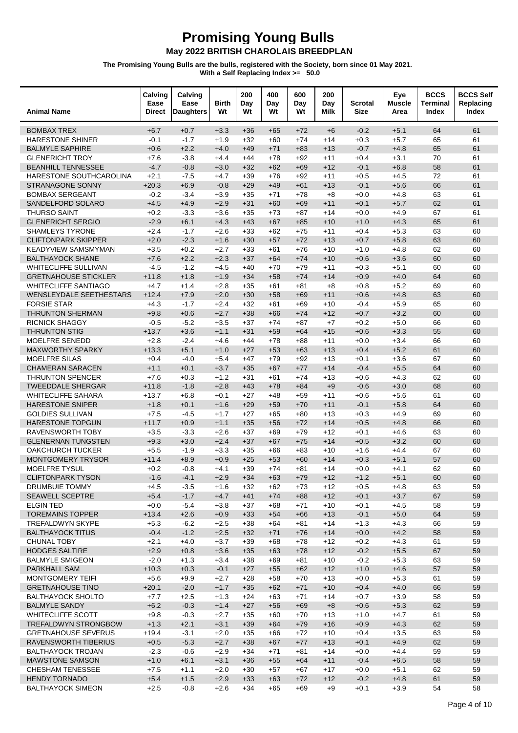# Promising Young Bulls

## May 2022 BRITISH CHAROLAIS BREEDPLAN

**The Promising Young Bulls are the bulls, registered with the Society, born since 01 May 2021.**
**With a Self Replacing Index >= 50.0**

| Animal Name | Calving Ease Direct | Calving Ease Daughters | Birth Wt | 200 Day Wt | 400 Day Wt | 600 Day Wt | 200 Day Milk | Scrotal Size | Eye Muscle Area | BCCS Terminal Index | BCCS Self Replacing Index |
|---|---|---|---|---|---|---|---|---|---|---|---|
| BOMBAX TREX | +6.7 | +0.7 | +3.3 | +36 | +65 | +72 | +6 | -0.2 | +5.1 | 64 | 61 |
| HARESTONE SHINER | -0.1 | -1.7 | +1.9 | +32 | +60 | +74 | +14 | +0.3 | +5.7 | 65 | 61 |
| BALMYLE SAPHIRE | +0.6 | +2.2 | +4.0 | +49 | +71 | +83 | +13 | -0.7 | +4.8 | 65 | 61 |
| GLENERICHT TROY | +7.6 | -3.8 | +4.4 | +44 | +78 | +92 | +11 | +0.4 | +3.1 | 70 | 61 |
| BEANHILL TENNESSEE | -4.7 | -0.8 | +3.0 | +32 | +62 | +69 | +12 | -0.1 | +6.8 | 58 | 61 |
| HARESTONE SOUTHCAROLINA | +2.1 | -7.5 | +4.7 | +39 | +76 | +92 | +11 | +0.5 | +4.5 | 72 | 61 |
| STRANAGONE SONNY | +20.3 | +6.9 | -0.8 | +29 | +49 | +61 | +13 | -0.1 | +5.6 | 66 | 61 |
| BOMBAX SERGEANT | -0.2 | -3.4 | +3.9 | +35 | +71 | +78 | +8 | +0.0 | +4.8 | 63 | 61 |
| SANDELFORD SOLARO | +4.5 | +4.9 | +2.9 | +31 | +60 | +69 | +11 | +0.1 | +5.7 | 62 | 61 |
| THURSO SAINT | +0.2 | -3.3 | +3.6 | +35 | +73 | +87 | +14 | +0.0 | +4.9 | 67 | 61 |
| GLENERICHT SERGIO | -2.9 | +6.1 | +4.3 | +43 | +67 | +85 | +10 | +1.0 | +4.3 | 65 | 61 |
| SHAMLEYS TYRONE | +2.4 | -1.7 | +2.6 | +33 | +62 | +75 | +11 | +0.4 | +5.3 | 63 | 60 |
| CLIFTONPARK SKIPPER | +2.0 | -2.3 | +1.6 | +30 | +57 | +72 | +13 | +0.7 | +5.8 | 63 | 60 |
| KEADYVIEW SAMSMYMAN | +3.5 | +0.2 | +2.7 | +33 | +61 | +76 | +10 | +1.0 | +4.8 | 62 | 60 |
| BALTHAYOCK SHANE | +7.6 | +2.2 | +2.3 | +37 | +64 | +74 | +10 | +0.6 | +3.6 | 60 | 60 |
| WHITECLIFFE SULLIVAN | -4.5 | -1.2 | +4.5 | +40 | +70 | +79 | +11 | +0.3 | +5.1 | 60 | 60 |
| GRETNAHOUSE STICKLER | +11.8 | +1.8 | +1.9 | +34 | +58 | +74 | +14 | +0.9 | +4.0 | 64 | 60 |
| WHITECLIFFE SANTIAGO | +4.7 | +1.4 | +2.8 | +35 | +61 | +81 | +8 | +0.8 | +5.2 | 69 | 60 |
| WENSLEYDALE SEETHESTARS | +12.4 | +7.9 | +2.0 | +30 | +58 | +69 | +11 | +0.6 | +4.8 | 63 | 60 |
| FORSIE STAR | +4.3 | -1.7 | +2.4 | +32 | +61 | +69 | +10 | -0.4 | +5.9 | 65 | 60 |
| THRUNTON SHERMAN | +9.8 | +0.6 | +2.7 | +38 | +66 | +74 | +12 | +0.7 | +3.2 | 60 | 60 |
| RICNICK SHAGGY | -0.5 | -5.2 | +3.5 | +37 | +74 | +87 | +7 | +0.2 | +5.0 | 66 | 60 |
| THRUNTON STIG | +13.7 | +3.6 | +1.1 | +31 | +59 | +64 | +15 | +0.6 | +3.3 | 55 | 60 |
| MOELFRE SENEDD | +2.8 | -2.4 | +4.6 | +44 | +78 | +88 | +11 | +0.0 | +3.4 | 66 | 60 |
| MAXWORTHY SPARKY | +13.3 | +5.1 | +1.0 | +27 | +53 | +63 | +13 | +0.4 | +5.2 | 61 | 60 |
| MOELFRE SILAS | +0.4 | -4.0 | +5.4 | +47 | +79 | +92 | +13 | +0.1 | +3.6 | 67 | 60 |
| CHAMERAN SARACEN | +1.1 | +0.1 | +3.7 | +35 | +67 | +77 | +14 | -0.4 | +5.5 | 64 | 60 |
| THRUNTON SPENCER | +7.6 | +0.3 | +1.2 | +31 | +61 | +74 | +13 | +0.6 | +4.3 | 62 | 60 |
| TWEEDDALE SHERGAR | +11.8 | -1.8 | +2.8 | +43 | +78 | +84 | +9 | -0.6 | +3.0 | 68 | 60 |
| WHITECLIFFE SAHARA | +13.7 | +6.8 | +0.1 | +27 | +48 | +59 | +11 | +0.6 | +5.6 | 61 | 60 |
| HARESTONE SNIPER | +1.8 | +0.1 | +1.6 | +29 | +59 | +70 | +11 | -0.1 | +5.8 | 64 | 60 |
| GOLDIES SULLIVAN | +7.5 | -4.5 | +1.7 | +27 | +65 | +80 | +13 | +0.3 | +4.9 | 69 | 60 |
| HARESTONE TOPGUN | +11.7 | +0.9 | +1.1 | +35 | +56 | +72 | +14 | +0.5 | +4.8 | 66 | 60 |
| RAVENSWORTH TOBY | +3.5 | -3.3 | +2.6 | +37 | +69 | +79 | +12 | +0.1 | +4.6 | 63 | 60 |
| GLENERNAN TUNGSTEN | +9.3 | +3.0 | +2.4 | +37 | +67 | +75 | +14 | +0.5 | +3.2 | 60 | 60 |
| OAKCHURCH TUCKER | +5.5 | -1.9 | +3.3 | +35 | +66 | +83 | +10 | +1.6 | +4.4 | 67 | 60 |
| MONTGOMERY TRYSOR | +11.4 | +8.9 | +0.9 | +25 | +53 | +60 | +14 | +0.3 | +5.1 | 57 | 60 |
| MOELFRE TYSUL | +0.2 | -0.8 | +4.1 | +39 | +74 | +81 | +14 | +0.0 | +4.1 | 62 | 60 |
| CLIFTONPARK TYSON | -1.6 | -4.1 | +2.9 | +34 | +63 | +79 | +12 | +1.2 | +5.1 | 60 | 60 |
| DRUMBUIE TOMMY | +4.5 | -3.5 | +1.6 | +32 | +62 | +73 | +12 | +0.5 | +4.8 | 63 | 59 |
| SEAWELL SCEPTRE | +5.4 | -1.7 | +4.7 | +41 | +74 | +88 | +12 | +0.1 | +3.7 | 67 | 59 |
| ELGIN TED | +0.0 | -5.4 | +3.8 | +37 | +68 | +71 | +10 | +0.1 | +4.5 | 58 | 59 |
| TOREMAINS TOPPER | +13.4 | +2.6 | +0.9 | +33 | +54 | +66 | +13 | -0.1 | +5.0 | 64 | 59 |
| TREFALDWYN SKYPE | +5.3 | -6.2 | +2.5 | +38 | +64 | +81 | +14 | +1.3 | +4.3 | 66 | 59 |
| BALTHAYOCK TITUS | -0.4 | -1.2 | +2.5 | +32 | +71 | +76 | +14 | +0.0 | +4.2 | 58 | 59 |
| CHUNAL TOBY | +2.1 | +4.0 | +3.7 | +39 | +68 | +78 | +12 | +0.2 | +4.3 | 61 | 59 |
| HODGES SALTIRE | +2.9 | +0.8 | +3.6 | +35 | +63 | +78 | +12 | -0.2 | +5.5 | 67 | 59 |
| BALMYLE SMIGEON | -2.0 | +1.3 | +3.4 | +38 | +69 | +81 | +10 | -0.2 | +5.3 | 63 | 59 |
| PARKHALL SAM | +10.3 | +0.3 | -0.1 | +27 | +55 | +62 | +12 | +1.0 | +4.6 | 57 | 59 |
| MONTGOMERY TEIFI | +5.6 | +9.9 | +2.7 | +28 | +58 | +70 | +13 | +0.0 | +5.3 | 61 | 59 |
| GRETNAHOUSE TINO | +20.1 | -2.0 | +1.7 | +35 | +62 | +71 | +10 | +0.4 | +4.0 | 66 | 59 |
| BALTHAYOCK SHOLTO | +7.7 | +2.5 | +1.3 | +24 | +63 | +71 | +14 | +0.7 | +3.9 | 58 | 59 |
| BALMYLE SANDY | +6.2 | -0.3 | +1.4 | +27 | +56 | +69 | +8 | +0.6 | +5.3 | 62 | 59 |
| WHITECLIFFE SCOTT | +9.8 | -0.3 | +2.7 | +35 | +60 | +70 | +13 | +1.0 | +4.7 | 61 | 59 |
| TREFALDWYN STRONGBOW | +1.3 | +2.1 | +3.1 | +39 | +64 | +79 | +16 | +0.9 | +4.3 | 62 | 59 |
| GRETNAHOUSE SEVERUS | +19.4 | -3.1 | +2.0 | +35 | +66 | +72 | +10 | +0.4 | +3.5 | 63 | 59 |
| RAVENSWORTH TIBERIUS | +0.5 | -5.3 | +2.7 | +38 | +67 | +77 | +13 | +0.1 | +4.9 | 62 | 59 |
| BALTHAYOCK TROJAN | -2.3 | -0.6 | +2.9 | +34 | +71 | +81 | +14 | +0.0 | +4.4 | 59 | 59 |
| MAWSTONE SAMSON | +1.0 | +6.1 | +3.1 | +36 | +55 | +64 | +11 | -0.4 | +6.5 | 58 | 59 |
| CHESHAM TENESSEE | +7.5 | +1.1 | +2.0 | +30 | +57 | +67 | +17 | +0.0 | +5.1 | 62 | 59 |
| HENDY TORNADO | +5.4 | +1.5 | +2.9 | +33 | +63 | +72 | +12 | -0.2 | +4.8 | 61 | 59 |
| BALTHAYOCK SIMEON | +2.5 | -0.8 | +2.6 | +34 | +65 | +69 | +9 | +0.1 | +3.9 | 54 | 58 |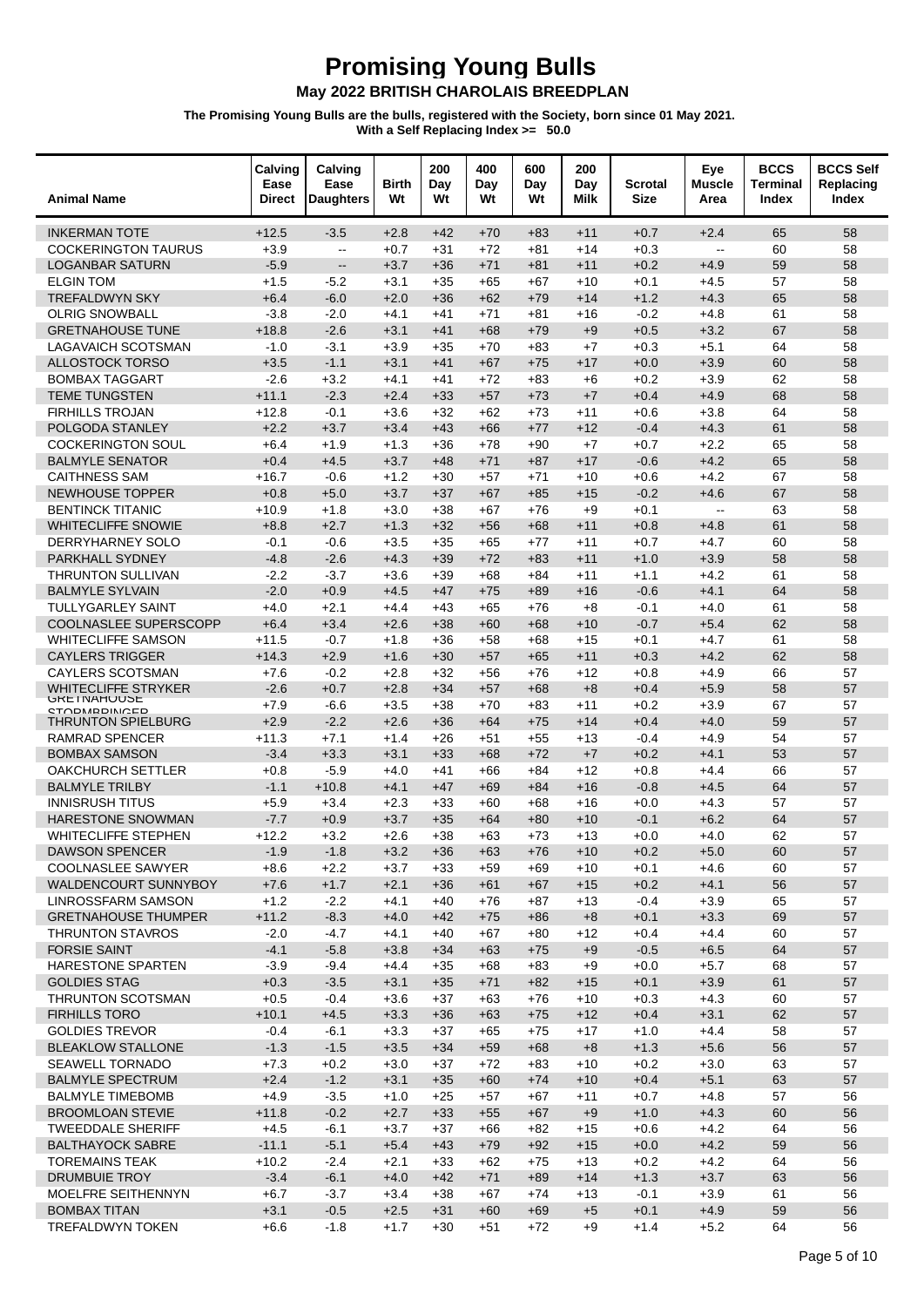# Promising Young Bulls

## May 2022 BRITISH CHAROLAIS BREEDPLAN

**The Promising Young Bulls are the bulls, registered with the Society, born since 01 May 2021.**
**With a Self Replacing Index >= 50.0**

| Animal Name | Calving Ease Direct | Calving Ease Daughters | Birth Wt | 200 Day Wt | 400 Day Wt | 600 Day Wt | 200 Day Milk | Scrotal Size | Eye Muscle Area | BCCS Terminal Index | BCCS Self Replacing Index |
|---|---|---|---|---|---|---|---|---|---|---|---|
| INKERMAN TOTE | +12.5 | -3.5 | +2.8 | +42 | +70 | +83 | +11 | +0.7 | +2.4 | 65 | 58 |
| COCKERINGTON TAURUS | +3.9 | -- | +0.7 | +31 | +72 | +81 | +14 | +0.3 | -- | 60 | 58 |
| LOGANBAR SATURN | -5.9 | -- | +3.7 | +36 | +71 | +81 | +11 | +0.2 | +4.9 | 59 | 58 |
| ELGIN TOM | +1.5 | -5.2 | +3.1 | +35 | +65 | +67 | +10 | +0.1 | +4.5 | 57 | 58 |
| TREFALDWYN SKY | +6.4 | -6.0 | +2.0 | +36 | +62 | +79 | +14 | +1.2 | +4.3 | 65 | 58 |
| OLRIG SNOWBALL | -3.8 | -2.0 | +4.1 | +41 | +71 | +81 | +16 | -0.2 | +4.8 | 61 | 58 |
| GRETNAHOUSE TUNE | +18.8 | -2.6 | +3.1 | +41 | +68 | +79 | +9 | +0.5 | +3.2 | 67 | 58 |
| LAGAVAICH SCOTSMAN | -1.0 | -3.1 | +3.9 | +35 | +70 | +83 | +7 | +0.3 | +5.1 | 64 | 58 |
| ALLOSTOCK TORSO | +3.5 | -1.1 | +3.1 | +41 | +67 | +75 | +17 | +0.0 | +3.9 | 60 | 58 |
| BOMBAX TAGGART | -2.6 | +3.2 | +4.1 | +41 | +72 | +83 | +6 | +0.2 | +3.9 | 62 | 58 |
| TEME TUNGSTEN | +11.1 | -2.3 | +2.4 | +33 | +57 | +73 | +7 | +0.4 | +4.9 | 68 | 58 |
| FIRHILLS TROJAN | +12.8 | -0.1 | +3.6 | +32 | +62 | +73 | +11 | +0.6 | +3.8 | 64 | 58 |
| POLGODA STANLEY | +2.2 | +3.7 | +3.4 | +43 | +66 | +77 | +12 | -0.4 | +4.3 | 61 | 58 |
| COCKERINGTON SOUL | +6.4 | +1.9 | +1.3 | +36 | +78 | +90 | +7 | +0.7 | +2.2 | 65 | 58 |
| BALMYLE SENATOR | +0.4 | +4.5 | +3.7 | +48 | +71 | +87 | +17 | -0.6 | +4.2 | 65 | 58 |
| CAITHNESS SAM | +16.7 | -0.6 | +1.2 | +30 | +57 | +71 | +10 | +0.6 | +4.2 | 67 | 58 |
| NEWHOUSE TOPPER | +0.8 | +5.0 | +3.7 | +37 | +67 | +85 | +15 | -0.2 | +4.6 | 67 | 58 |
| BENTINCK TITANIC | +10.9 | +1.8 | +3.0 | +38 | +67 | +76 | +9 | +0.1 | -- | 63 | 58 |
| WHITECLIFFE SNOWIE | +8.8 | +2.7 | +1.3 | +32 | +56 | +68 | +11 | +0.8 | +4.8 | 61 | 58 |
| DERRYHARNEY SOLO | -0.1 | -0.6 | +3.5 | +35 | +65 | +77 | +11 | +0.7 | +4.7 | 60 | 58 |
| PARKHALL SYDNEY | -4.8 | -2.6 | +4.3 | +39 | +72 | +83 | +11 | +1.0 | +3.9 | 58 | 58 |
| THRUNTON SULLIVAN | -2.2 | -3.7 | +3.6 | +39 | +68 | +84 | +11 | +1.1 | +4.2 | 61 | 58 |
| BALMYLE SYLVAIN | -2.0 | +0.9 | +4.5 | +47 | +75 | +89 | +16 | -0.6 | +4.1 | 64 | 58 |
| TULLYGARLEY SAINT | +4.0 | +2.1 | +4.4 | +43 | +65 | +76 | +8 | -0.1 | +4.0 | 61 | 58 |
| COOLNASLEE SUPERSCOPP | +6.4 | +3.4 | +2.6 | +38 | +60 | +68 | +10 | -0.7 | +5.4 | 62 | 58 |
| WHITECLIFFE SAMSON | +11.5 | -0.7 | +1.8 | +36 | +58 | +68 | +15 | +0.1 | +4.7 | 61 | 58 |
| CAYLERS TRIGGER | +14.3 | +2.9 | +1.6 | +30 | +57 | +65 | +11 | +0.3 | +4.2 | 62 | 58 |
| CAYLERS SCOTSMAN | +7.6 | -0.2 | +2.8 | +32 | +56 | +76 | +12 | +0.8 | +4.9 | 66 | 57 |
| WHITECLIFFE STRYKER | -2.6 | +0.7 | +2.8 | +34 | +57 | +68 | +8 | +0.4 | +5.9 | 58 | 57 |
| GRETNAHOUSE STORMBRINGER | +7.9 | -6.6 | +3.5 | +38 | +70 | +83 | +11 | +0.2 | +3.9 | 67 | 57 |
| THRUNTON SPIELBURG | +2.9 | -2.2 | +2.6 | +36 | +64 | +75 | +14 | +0.4 | +4.0 | 59 | 57 |
| RAMRAD SPENCER | +11.3 | +7.1 | +1.4 | +26 | +51 | +55 | +13 | -0.4 | +4.9 | 54 | 57 |
| BOMBAX SAMSON | -3.4 | +3.3 | +3.1 | +33 | +68 | +72 | +7 | +0.2 | +4.1 | 53 | 57 |
| OAKCHURCH SETTLER | +0.8 | -5.9 | +4.0 | +41 | +66 | +84 | +12 | +0.8 | +4.4 | 66 | 57 |
| BALMYLE TRILBY | -1.1 | +10.8 | +4.1 | +47 | +69 | +84 | +16 | -0.8 | +4.5 | 64 | 57 |
| INNISRUSH TITUS | +5.9 | +3.4 | +2.3 | +33 | +60 | +68 | +16 | +0.0 | +4.3 | 57 | 57 |
| HARESTONE SNOWMAN | -7.7 | +0.9 | +3.7 | +35 | +64 | +80 | +10 | -0.1 | +6.2 | 64 | 57 |
| WHITECLIFFE STEPHEN | +12.2 | +3.2 | +2.6 | +38 | +63 | +73 | +13 | +0.0 | +4.0 | 62 | 57 |
| DAWSON SPENCER | -1.9 | -1.8 | +3.2 | +36 | +63 | +76 | +10 | +0.2 | +5.0 | 60 | 57 |
| COOLNASLEE SAWYER | +8.6 | +2.2 | +3.7 | +33 | +59 | +69 | +10 | +0.1 | +4.6 | 60 | 57 |
| WALDENCOURT SUNNYBOY | +7.6 | +1.7 | +2.1 | +36 | +61 | +67 | +15 | +0.2 | +4.1 | 56 | 57 |
| LINROSSFARM SAMSON | +1.2 | -2.2 | +4.1 | +40 | +76 | +87 | +13 | -0.4 | +3.9 | 65 | 57 |
| GRETNAHOUSE THUMPER | +11.2 | -8.3 | +4.0 | +42 | +75 | +86 | +8 | +0.1 | +3.3 | 69 | 57 |
| THRUNTON STAVROS | -2.0 | -4.7 | +4.1 | +40 | +67 | +80 | +12 | +0.4 | +4.4 | 60 | 57 |
| FORSIE SAINT | -4.1 | -5.8 | +3.8 | +34 | +63 | +75 | +9 | -0.5 | +6.5 | 64 | 57 |
| HARESTONE SPARTEN | -3.9 | -9.4 | +4.4 | +35 | +68 | +83 | +9 | +0.0 | +5.7 | 68 | 57 |
| GOLDIES STAG | +0.3 | -3.5 | +3.1 | +35 | +71 | +82 | +15 | +0.1 | +3.9 | 61 | 57 |
| THRUNTON SCOTSMAN | +0.5 | -0.4 | +3.6 | +37 | +63 | +76 | +10 | +0.3 | +4.3 | 60 | 57 |
| FIRHILLS TORO | +10.1 | +4.5 | +3.3 | +36 | +63 | +75 | +12 | +0.4 | +3.1 | 62 | 57 |
| GOLDIES TREVOR | -0.4 | -6.1 | +3.3 | +37 | +65 | +75 | +17 | +1.0 | +4.4 | 58 | 57 |
| BLEAKLOW STALLONE | -1.3 | -1.5 | +3.5 | +34 | +59 | +68 | +8 | +1.3 | +5.6 | 56 | 57 |
| SEAWELL TORNADO | +7.3 | +0.2 | +3.0 | +37 | +72 | +83 | +10 | +0.2 | +3.0 | 63 | 57 |
| BALMYLE SPECTRUM | +2.4 | -1.2 | +3.1 | +35 | +60 | +74 | +10 | +0.4 | +5.1 | 63 | 57 |
| BALMYLE TIMEBOMB | +4.9 | -3.5 | +1.0 | +25 | +57 | +67 | +11 | +0.7 | +4.8 | 57 | 56 |
| BROOMLOAN STEVIE | +11.8 | -0.2 | +2.7 | +33 | +55 | +67 | +9 | +1.0 | +4.3 | 60 | 56 |
| TWEEDDALE SHERIFF | +4.5 | -6.1 | +3.7 | +37 | +66 | +82 | +15 | +0.6 | +4.2 | 64 | 56 |
| BALTHAYOCK SABRE | -11.1 | -5.1 | +5.4 | +43 | +79 | +92 | +15 | +0.0 | +4.2 | 59 | 56 |
| TOREMAINS TEAK | +10.2 | -2.4 | +2.1 | +33 | +62 | +75 | +13 | +0.2 | +4.2 | 64 | 56 |
| DRUMBUIE TROY | -3.4 | -6.1 | +4.0 | +42 | +71 | +89 | +14 | +1.3 | +3.7 | 63 | 56 |
| MOELFRE SEITHENNYN | +6.7 | -3.7 | +3.4 | +38 | +67 | +74 | +13 | -0.1 | +3.9 | 61 | 56 |
| BOMBAX TITAN | +3.1 | -0.5 | +2.5 | +31 | +60 | +69 | +5 | +0.1 | +4.9 | 59 | 56 |
| TREFALDWYN TOKEN | +6.6 | -1.8 | +1.7 | +30 | +51 | +72 | +9 | +1.4 | +5.2 | 64 | 56 |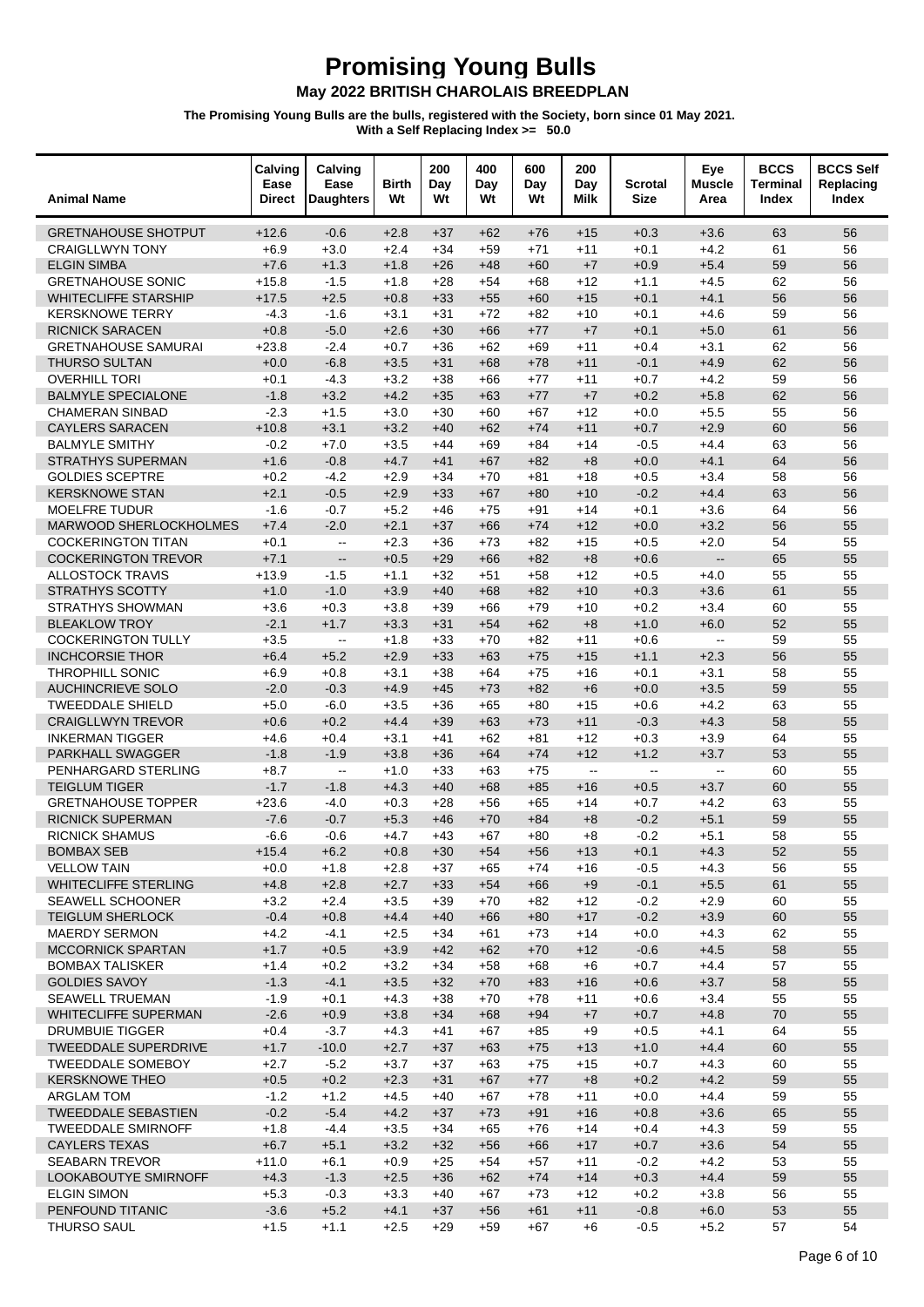# Promising Young Bulls

## May 2022 BRITISH CHAROLAIS BREEDPLAN

**The Promising Young Bulls are the bulls, registered with the Society, born since 01 May 2021.**
**With a Self Replacing Index >= 50.0**

| Animal Name | Calving Ease Direct | Calving Ease Daughters | Birth Wt | 200 Day Wt | 400 Day Wt | 600 Day Wt | 200 Day Milk | Scrotal Size | Eye Muscle Area | BCCS Terminal Index | BCCS Self Replacing Index |
|---|---|---|---|---|---|---|---|---|---|---|---|
| GRETNAHOUSE SHOTPUT | +12.6 | -0.6 | +2.8 | +37 | +62 | +76 | +15 | +0.3 | +3.6 | 63 | 56 |
| CRAIGLLWYN TONY | +6.9 | +3.0 | +2.4 | +34 | +59 | +71 | +11 | +0.1 | +4.2 | 61 | 56 |
| ELGIN SIMBA | +7.6 | +1.3 | +1.8 | +26 | +48 | +60 | +7 | +0.9 | +5.4 | 59 | 56 |
| GRETNAHOUSE SONIC | +15.8 | -1.5 | +1.8 | +28 | +54 | +68 | +12 | +1.1 | +4.5 | 62 | 56 |
| WHITECLIFFE STARSHIP | +17.5 | +2.5 | +0.8 | +33 | +55 | +60 | +15 | +0.1 | +4.1 | 56 | 56 |
| KERSKNOWE TERRY | -4.3 | -1.6 | +3.1 | +31 | +72 | +82 | +10 | +0.1 | +4.6 | 59 | 56 |
| RICNICK SARACEN | +0.8 | -5.0 | +2.6 | +30 | +66 | +77 | +7 | +0.1 | +5.0 | 61 | 56 |
| GRETNAHOUSE SAMURAI | +23.8 | -2.4 | +0.7 | +36 | +62 | +69 | +11 | +0.4 | +3.1 | 62 | 56 |
| THURSO SULTAN | +0.0 | -6.8 | +3.5 | +31 | +68 | +78 | +11 | -0.1 | +4.9 | 62 | 56 |
| OVERHILL TORI | +0.1 | -4.3 | +3.2 | +38 | +66 | +77 | +11 | +0.7 | +4.2 | 59 | 56 |
| BALMYLE SPECIALONE | -1.8 | +3.2 | +4.2 | +35 | +63 | +77 | +7 | +0.2 | +5.8 | 62 | 56 |
| CHAMERAN SINBAD | -2.3 | +1.5 | +3.0 | +30 | +60 | +67 | +12 | +0.0 | +5.5 | 55 | 56 |
| CAYLERS SARACEN | +10.8 | +3.1 | +3.2 | +40 | +62 | +74 | +11 | +0.7 | +2.9 | 60 | 56 |
| BALMYLE SMITHY | -0.2 | +7.0 | +3.5 | +44 | +69 | +84 | +14 | -0.5 | +4.4 | 63 | 56 |
| STRATHYS SUPERMAN | +1.6 | -0.8 | +4.7 | +41 | +67 | +82 | +8 | +0.0 | +4.1 | 64 | 56 |
| GOLDIES SCEPTRE | +0.2 | -4.2 | +2.9 | +34 | +70 | +81 | +18 | +0.5 | +3.4 | 58 | 56 |
| KERSKNOWE STAN | +2.1 | -0.5 | +2.9 | +33 | +67 | +80 | +10 | -0.2 | +4.4 | 63 | 56 |
| MOELFRE TUDUR | -1.6 | -0.7 | +5.2 | +46 | +75 | +91 | +14 | +0.1 | +3.6 | 64 | 56 |
| MARWOOD SHERLOCKHOLMES | +7.4 | -2.0 | +2.1 | +37 | +66 | +74 | +12 | +0.0 | +3.2 | 56 | 55 |
| COCKERINGTON TITAN | +0.1 | -- | +2.3 | +36 | +73 | +82 | +15 | +0.5 | +2.0 | 54 | 55 |
| COCKERINGTON TREVOR | +7.1 | -- | +0.5 | +29 | +66 | +82 | +8 | +0.6 | -- | 65 | 55 |
| ALLOSTOCK TRAVIS | +13.9 | -1.5 | +1.1 | +32 | +51 | +58 | +12 | +0.5 | +4.0 | 55 | 55 |
| STRATHYS SCOTTY | +1.0 | -1.0 | +3.9 | +40 | +68 | +82 | +10 | +0.3 | +3.6 | 61 | 55 |
| STRATHYS SHOWMAN | +3.6 | +0.3 | +3.8 | +39 | +66 | +79 | +10 | +0.2 | +3.4 | 60 | 55 |
| BLEAKLOW TROY | -2.1 | +1.7 | +3.3 | +31 | +54 | +62 | +8 | +1.0 | +6.0 | 52 | 55 |
| COCKERINGTON TULLY | +3.5 | -- | +1.8 | +33 | +70 | +82 | +11 | +0.6 | -- | 59 | 55 |
| INCHCORSIE THOR | +6.4 | +5.2 | +2.9 | +33 | +63 | +75 | +15 | +1.1 | +2.3 | 56 | 55 |
| THROPHILL SONIC | +6.9 | +0.8 | +3.1 | +38 | +64 | +75 | +16 | +0.1 | +3.1 | 58 | 55 |
| AUCHINCRIEVE SOLO | -2.0 | -0.3 | +4.9 | +45 | +73 | +82 | +6 | +0.0 | +3.5 | 59 | 55 |
| TWEEDDALE SHIELD | +5.0 | -6.0 | +3.5 | +36 | +65 | +80 | +15 | +0.6 | +4.2 | 63 | 55 |
| CRAIGLLWYN TREVOR | +0.6 | +0.2 | +4.4 | +39 | +63 | +73 | +11 | -0.3 | +4.3 | 58 | 55 |
| INKERMAN TIGGER | +4.6 | +0.4 | +3.1 | +41 | +62 | +81 | +12 | +0.3 | +3.9 | 64 | 55 |
| PARKHALL SWAGGER | -1.8 | -1.9 | +3.8 | +36 | +64 | +74 | +12 | +1.2 | +3.7 | 53 | 55 |
| PENHARGARD STERLING | +8.7 | -- | +1.0 | +33 | +63 | +75 | -- | -- | -- | 60 | 55 |
| TEIGLUM TIGER | -1.7 | -1.8 | +4.3 | +40 | +68 | +85 | +16 | +0.5 | +3.7 | 60 | 55 |
| GRETNAHOUSE TOPPER | +23.6 | -4.0 | +0.3 | +28 | +56 | +65 | +14 | +0.7 | +4.2 | 63 | 55 |
| RICNICK SUPERMAN | -7.6 | -0.7 | +5.3 | +46 | +70 | +84 | +8 | -0.2 | +5.1 | 59 | 55 |
| RICNICK SHAMUS | -6.6 | -0.6 | +4.7 | +43 | +67 | +80 | +8 | -0.2 | +5.1 | 58 | 55 |
| BOMBAX SEB | +15.4 | +6.2 | +0.8 | +30 | +54 | +56 | +13 | +0.1 | +4.3 | 52 | 55 |
| VELLOW TAIN | +0.0 | +1.8 | +2.8 | +37 | +65 | +74 | +16 | -0.5 | +4.3 | 56 | 55 |
| WHITECLIFFE STERLING | +4.8 | +2.8 | +2.7 | +33 | +54 | +66 | +9 | -0.1 | +5.5 | 61 | 55 |
| SEAWELL SCHOONER | +3.2 | +2.4 | +3.5 | +39 | +70 | +82 | +12 | -0.2 | +2.9 | 60 | 55 |
| TEIGLUM SHERLOCK | -0.4 | +0.8 | +4.4 | +40 | +66 | +80 | +17 | -0.2 | +3.9 | 60 | 55 |
| MAERDY SERMON | +4.2 | -4.1 | +2.5 | +34 | +61 | +73 | +14 | +0.0 | +4.3 | 62 | 55 |
| MCCORNICK SPARTAN | +1.7 | +0.5 | +3.9 | +42 | +62 | +70 | +12 | -0.6 | +4.5 | 58 | 55 |
| BOMBAX TALISKER | +1.4 | +0.2 | +3.2 | +34 | +58 | +68 | +6 | +0.7 | +4.4 | 57 | 55 |
| GOLDIES SAVOY | -1.3 | -4.1 | +3.5 | +32 | +70 | +83 | +16 | +0.6 | +3.7 | 58 | 55 |
| SEAWELL TRUEMAN | -1.9 | +0.1 | +4.3 | +38 | +70 | +78 | +11 | +0.6 | +3.4 | 55 | 55 |
| WHITECLIFFE SUPERMAN | -2.6 | +0.9 | +3.8 | +34 | +68 | +94 | +7 | +0.7 | +4.8 | 70 | 55 |
| DRUMBUIE TIGGER | +0.4 | -3.7 | +4.3 | +41 | +67 | +85 | +9 | +0.5 | +4.1 | 64 | 55 |
| TWEEDDALE SUPERDRIVE | +1.7 | -10.0 | +2.7 | +37 | +63 | +75 | +13 | +1.0 | +4.4 | 60 | 55 |
| TWEEDDALE SOMEBOY | +2.7 | -5.2 | +3.7 | +37 | +63 | +75 | +15 | +0.7 | +4.3 | 60 | 55 |
| KERSKNOWE THEO | +0.5 | +0.2 | +2.3 | +31 | +67 | +77 | +8 | +0.2 | +4.2 | 59 | 55 |
| ARGLAM TOM | -1.2 | +1.2 | +4.5 | +40 | +67 | +78 | +11 | +0.0 | +4.4 | 59 | 55 |
| TWEEDDALE SEBASTIEN | -0.2 | -5.4 | +4.2 | +37 | +73 | +91 | +16 | +0.8 | +3.6 | 65 | 55 |
| TWEEDDALE SMIRNOFF | +1.8 | -4.4 | +3.5 | +34 | +65 | +76 | +14 | +0.4 | +4.3 | 59 | 55 |
| CAYLERS TEXAS | +6.7 | +5.1 | +3.2 | +32 | +56 | +66 | +17 | +0.7 | +3.6 | 54 | 55 |
| SEABARN TREVOR | +11.0 | +6.1 | +0.9 | +25 | +54 | +57 | +11 | -0.2 | +4.2 | 53 | 55 |
| LOOKABOUTYE SMIRNOFF | +4.3 | -1.3 | +2.5 | +36 | +62 | +74 | +14 | +0.3 | +4.4 | 59 | 55 |
| ELGIN SIMON | +5.3 | -0.3 | +3.3 | +40 | +67 | +73 | +12 | +0.2 | +3.8 | 56 | 55 |
| PENFOUND TITANIC | -3.6 | +5.2 | +4.1 | +37 | +56 | +61 | +11 | -0.8 | +6.0 | 53 | 55 |
| THURSO SAUL | +1.5 | +1.1 | +2.5 | +29 | +59 | +67 | +6 | -0.5 | +5.2 | 57 | 54 |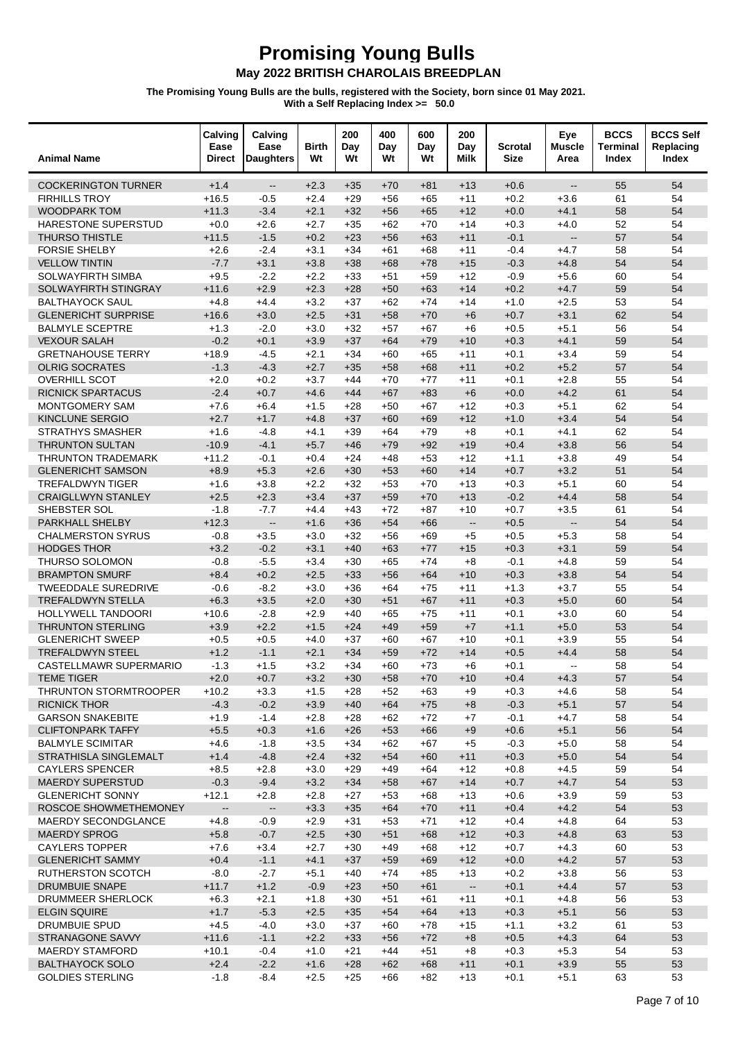# Promising Young Bulls

## May 2022 BRITISH CHAROLAIS BREEDPLAN

**The Promising Young Bulls are the bulls, registered with the Society, born since 01 May 2021. With a Self Replacing Index >= 50.0**

| Animal Name | Calving Ease Direct | Calving Ease Daughters | Birth Wt | 200 Day Wt | 400 Day Wt | 600 Day Wt | 200 Day Milk | Scrotal Size | Eye Muscle Area | BCCS Terminal Index | BCCS Self Replacing Index |
|---|---|---|---|---|---|---|---|---|---|---|---|
| COCKERINGTON TURNER | +1.4 | -- | +2.3 | +35 | +70 | +81 | +13 | +0.6 | -- | 55 | 54 |
| FIRHILLS TROY | +16.5 | -0.5 | +2.4 | +29 | +56 | +65 | +11 | +0.2 | +3.6 | 61 | 54 |
| WOODPARK TOM | +11.3 | -3.4 | +2.1 | +32 | +56 | +65 | +12 | +0.0 | +4.1 | 58 | 54 |
| HARESTONE SUPERSTUD | +0.0 | +2.6 | +2.7 | +35 | +62 | +70 | +14 | +0.3 | +4.0 | 52 | 54 |
| THURSO THISTLE | +11.5 | -1.5 | +0.2 | +23 | +56 | +63 | +11 | -0.1 | -- | 57 | 54 |
| FORSIE SHELBY | +2.6 | -2.4 | +3.1 | +34 | +61 | +68 | +11 | -0.4 | +4.7 | 58 | 54 |
| VELLOW TINTIN | -7.7 | +3.1 | +3.8 | +38 | +68 | +78 | +15 | -0.3 | +4.8 | 54 | 54 |
| SOLWAYFIRTH SIMBA | +9.5 | -2.2 | +2.2 | +33 | +51 | +59 | +12 | -0.9 | +5.6 | 60 | 54 |
| SOLWAYFIRTH STINGRAY | +11.6 | +2.9 | +2.3 | +28 | +50 | +63 | +14 | +0.2 | +4.7 | 59 | 54 |
| BALTHAYOCK SAUL | +4.8 | +4.4 | +3.2 | +37 | +62 | +74 | +14 | +1.0 | +2.5 | 53 | 54 |
| GLENERICHT SURPRISE | +16.6 | +3.0 | +2.5 | +31 | +58 | +70 | +6 | +0.7 | +3.1 | 62 | 54 |
| BALMYLE SCEPTRE | +1.3 | -2.0 | +3.0 | +32 | +57 | +67 | +6 | +0.5 | +5.1 | 56 | 54 |
| VEXOUR SALAH | -0.2 | +0.1 | +3.9 | +37 | +64 | +79 | +10 | +0.3 | +4.1 | 59 | 54 |
| GRETNAHOUSE TERRY | +18.9 | -4.5 | +2.1 | +34 | +60 | +65 | +11 | +0.1 | +3.4 | 59 | 54 |
| OLRIG SOCRATES | -1.3 | -4.3 | +2.7 | +35 | +58 | +68 | +11 | +0.2 | +5.2 | 57 | 54 |
| OVERHILL SCOT | +2.0 | +0.2 | +3.7 | +44 | +70 | +77 | +11 | +0.1 | +2.8 | 55 | 54 |
| RICNICK SPARTACUS | -2.4 | +0.7 | +4.6 | +44 | +67 | +83 | +6 | +0.0 | +4.2 | 61 | 54 |
| MONTGOMERY SAM | +7.6 | +6.4 | +1.5 | +28 | +50 | +67 | +12 | +0.3 | +5.1 | 62 | 54 |
| KINCLUNE SERGIO | +2.7 | +1.7 | +4.8 | +37 | +60 | +69 | +12 | +1.0 | +3.4 | 54 | 54 |
| STRATHYS SMASHER | +1.6 | -4.8 | +4.1 | +39 | +64 | +79 | +8 | +0.1 | +4.1 | 62 | 54 |
| THRUNTON SULTAN | -10.9 | -4.1 | +5.7 | +46 | +79 | +92 | +19 | +0.4 | +3.8 | 56 | 54 |
| THRUNTON TRADEMARK | +11.2 | -0.1 | +0.4 | +24 | +48 | +53 | +12 | +1.1 | +3.8 | 49 | 54 |
| GLENERICHT SAMSON | +8.9 | +5.3 | +2.6 | +30 | +53 | +60 | +14 | +0.7 | +3.2 | 51 | 54 |
| TREFALDWYN TIGER | +1.6 | +3.8 | +2.2 | +32 | +53 | +70 | +13 | +0.3 | +5.1 | 60 | 54 |
| CRAIGLLWYN STANLEY | +2.5 | +2.3 | +3.4 | +37 | +59 | +70 | +13 | -0.2 | +4.4 | 58 | 54 |
| SHEBSTER SOL | -1.8 | -7.7 | +4.4 | +43 | +72 | +87 | +10 | +0.7 | +3.5 | 61 | 54 |
| PARKHALL SHELBY | +12.3 | -- | +1.6 | +36 | +54 | +66 | -- | +0.5 | -- | 54 | 54 |
| CHALMERSTON SYRUS | -0.8 | +3.5 | +3.0 | +32 | +56 | +69 | +5 | +0.5 | +5.3 | 58 | 54 |
| HODGES THOR | +3.2 | -0.2 | +3.1 | +40 | +63 | +77 | +15 | +0.3 | +3.1 | 59 | 54 |
| THURSO SOLOMON | -0.8 | -5.5 | +3.4 | +30 | +65 | +74 | +8 | -0.1 | +4.8 | 59 | 54 |
| BRAMPTON SMURF | +8.4 | +0.2 | +2.5 | +33 | +56 | +64 | +10 | +0.3 | +3.8 | 54 | 54 |
| TWEEDDALE SUREDRIVE | -0.6 | -8.2 | +3.0 | +36 | +64 | +75 | +11 | +1.3 | +3.7 | 55 | 54 |
| TREFALDWYN STELLA | +6.3 | +3.5 | +2.0 | +30 | +51 | +67 | +11 | +0.3 | +5.0 | 60 | 54 |
| HOLLYWELL TANDOORI | +10.6 | -2.8 | +2.9 | +40 | +65 | +75 | +11 | +0.1 | +3.0 | 60 | 54 |
| THRUNTON STERLING | +3.9 | +2.2 | +1.5 | +24 | +49 | +59 | +7 | +1.1 | +5.0 | 53 | 54 |
| GLENERICHT SWEEP | +0.5 | +0.5 | +4.0 | +37 | +60 | +67 | +10 | +0.1 | +3.9 | 55 | 54 |
| TREFALDWYN STEEL | +1.2 | -1.1 | +2.1 | +34 | +59 | +72 | +14 | +0.5 | +4.4 | 58 | 54 |
| CASTELLMAWR SUPERMARIO | -1.3 | +1.5 | +3.2 | +34 | +60 | +73 | +6 | +0.1 | -- | 58 | 54 |
| TEME TIGER | +2.0 | +0.7 | +3.2 | +30 | +58 | +70 | +10 | +0.4 | +4.3 | 57 | 54 |
| THRUNTON STORMTROOPER | +10.2 | +3.3 | +1.5 | +28 | +52 | +63 | +9 | +0.3 | +4.6 | 58 | 54 |
| RICNICK THOR | -4.3 | -0.2 | +3.9 | +40 | +64 | +75 | +8 | -0.3 | +5.1 | 57 | 54 |
| GARSON SNAKEBITE | +1.9 | -1.4 | +2.8 | +28 | +62 | +72 | +7 | -0.1 | +4.7 | 58 | 54 |
| CLIFTONPARK TAFFY | +5.5 | +0.3 | +1.6 | +26 | +53 | +66 | +9 | +0.6 | +5.1 | 56 | 54 |
| BALMYLE SCIMITAR | +4.6 | -1.8 | +3.5 | +34 | +62 | +67 | +5 | -0.3 | +5.0 | 58 | 54 |
| STRATHISLA SINGLEMALT | +1.4 | -4.8 | +2.4 | +32 | +54 | +60 | +11 | +0.3 | +5.0 | 54 | 54 |
| CAYLERS SPENCER | +8.5 | +2.8 | +3.0 | +29 | +49 | +64 | +12 | +0.8 | +4.5 | 59 | 54 |
| MAERDY SUPERSTUD | -0.3 | -9.4 | +3.2 | +34 | +58 | +67 | +14 | +0.7 | +4.7 | 54 | 53 |
| GLENERICHT SONNY | +12.1 | +2.8 | +2.8 | +27 | +53 | +68 | +13 | +0.6 | +3.9 | 59 | 53 |
| ROSCOE SHOWMETHEMONEY | -- | -- | +3.3 | +35 | +64 | +70 | +11 | +0.4 | +4.2 | 54 | 53 |
| MAERDY SECONDGLANCE | +4.8 | -0.9 | +2.9 | +31 | +53 | +71 | +12 | +0.4 | +4.8 | 64 | 53 |
| MAERDY SPROG | +5.8 | -0.7 | +2.5 | +30 | +51 | +68 | +12 | +0.3 | +4.8 | 63 | 53 |
| CAYLERS TOPPER | +7.6 | +3.4 | +2.7 | +30 | +49 | +68 | +12 | +0.7 | +4.3 | 60 | 53 |
| GLENERICHT SAMMY | +0.4 | -1.1 | +4.1 | +37 | +59 | +69 | +12 | +0.0 | +4.2 | 57 | 53 |
| RUTHERSTON SCOTCH | -8.0 | -2.7 | +5.1 | +40 | +74 | +85 | +13 | +0.2 | +3.8 | 56 | 53 |
| DRUMBUIE SNAPE | +11.7 | +1.2 | -0.9 | +23 | +50 | +61 | -- | +0.1 | +4.4 | 57 | 53 |
| DRUMMEER SHERLOCK | +6.3 | +2.1 | +1.8 | +30 | +51 | +61 | +11 | +0.1 | +4.8 | 56 | 53 |
| ELGIN SQUIRE | +1.7 | -5.3 | +2.5 | +35 | +54 | +64 | +13 | +0.3 | +5.1 | 56 | 53 |
| DRUMBUIE SPUD | +4.5 | -4.0 | +3.0 | +37 | +60 | +78 | +15 | +1.1 | +3.2 | 61 | 53 |
| STRANAGONE SAVVY | +11.6 | -1.1 | +2.2 | +33 | +56 | +72 | +8 | +0.5 | +4.3 | 64 | 53 |
| MAERDY STAMFORD | +10.1 | -0.4 | +1.0 | +21 | +44 | +51 | +8 | +0.3 | +5.3 | 54 | 53 |
| BALTHAYOCK SOLO | +2.4 | -2.2 | +1.6 | +28 | +62 | +68 | +11 | +0.1 | +3.9 | 55 | 53 |
| GOLDIES STERLING | -1.8 | -8.4 | +2.5 | +25 | +66 | +82 | +13 | +0.1 | +5.1 | 63 | 53 |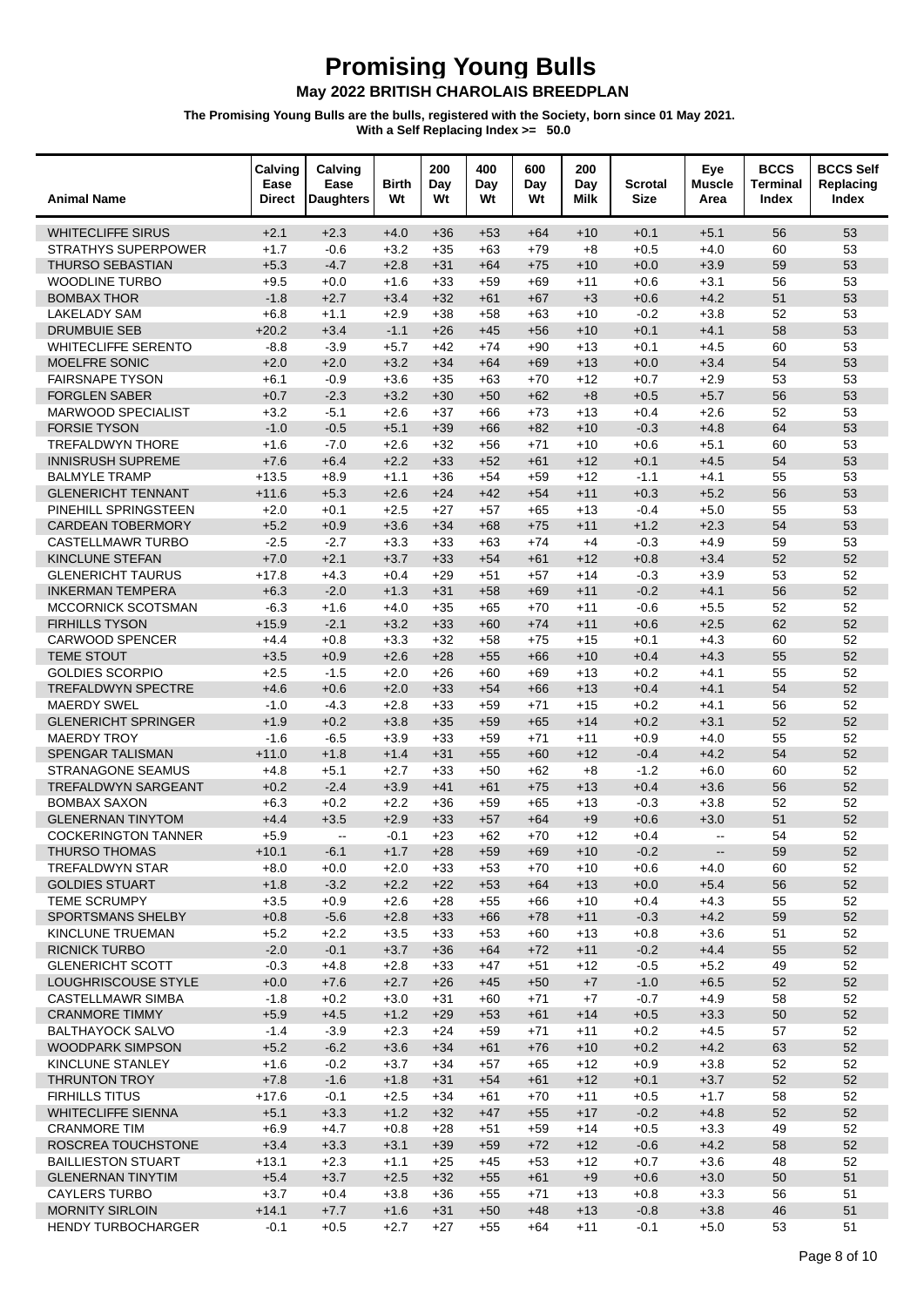# Promising Young Bulls

**May 2022 BRITISH CHAROLAIS BREEDPLAN**

**The Promising Young Bulls are the bulls, registered with the Society, born since 01 May 2021. With a Self Replacing Index >= 50.0**

| Animal Name | Calving Ease Direct | Calving Ease Daughters | Birth Wt | 200 Day Wt | 400 Day Wt | 600 Day Wt | 200 Day Milk | Scrotal Size | Eye Muscle Area | BCCS Terminal Index | BCCS Self Replacing Index |
|---|---|---|---|---|---|---|---|---|---|---|---|
| WHITECLIFFE SIRUS | +2.1 | +2.3 | +4.0 | +36 | +53 | +64 | +10 | +0.1 | +5.1 | 56 | 53 |
| STRATHYS SUPERPOWER | +1.7 | -0.6 | +3.2 | +35 | +63 | +79 | +8 | +0.5 | +4.0 | 60 | 53 |
| THURSO SEBASTIAN | +5.3 | -4.7 | +2.8 | +31 | +64 | +75 | +10 | +0.0 | +3.9 | 59 | 53 |
| WOODLINE TURBO | +9.5 | +0.0 | +1.6 | +33 | +59 | +69 | +11 | +0.6 | +3.1 | 56 | 53 |
| BOMBAX THOR | -1.8 | +2.7 | +3.4 | +32 | +61 | +67 | +3 | +0.6 | +4.2 | 51 | 53 |
| LAKELADY SAM | +6.8 | +1.1 | +2.9 | +38 | +58 | +63 | +10 | -0.2 | +3.8 | 52 | 53 |
| DRUMBUIE SEB | +20.2 | +3.4 | -1.1 | +26 | +45 | +56 | +10 | +0.1 | +4.1 | 58 | 53 |
| WHITECLIFFE SERENTO | -8.8 | -3.9 | +5.7 | +42 | +74 | +90 | +13 | +0.1 | +4.5 | 60 | 53 |
| MOELFRE SONIC | +2.0 | +2.0 | +3.2 | +34 | +64 | +69 | +13 | +0.0 | +3.4 | 54 | 53 |
| FAIRSNAPE TYSON | +6.1 | -0.9 | +3.6 | +35 | +63 | +70 | +12 | +0.7 | +2.9 | 53 | 53 |
| FORGLEN SABER | +0.7 | -2.3 | +3.2 | +30 | +50 | +62 | +8 | +0.5 | +5.7 | 56 | 53 |
| MARWOOD SPECIALIST | +3.2 | -5.1 | +2.6 | +37 | +66 | +73 | +13 | +0.4 | +2.6 | 52 | 53 |
| FORSIE TYSON | -1.0 | -0.5 | +5.1 | +39 | +66 | +82 | +10 | -0.3 | +4.8 | 64 | 53 |
| TREFALDWYN THORE | +1.6 | -7.0 | +2.6 | +32 | +56 | +71 | +10 | +0.6 | +5.1 | 60 | 53 |
| INNISRUSH SUPREME | +7.6 | +6.4 | +2.2 | +33 | +52 | +61 | +12 | +0.1 | +4.5 | 54 | 53 |
| BALMYLE TRAMP | +13.5 | +8.9 | +1.1 | +36 | +54 | +59 | +12 | -1.1 | +4.1 | 55 | 53 |
| GLENERICHT TENNANT | +11.6 | +5.3 | +2.6 | +24 | +42 | +54 | +11 | +0.3 | +5.2 | 56 | 53 |
| PINEHILL SPRINGSTEEN | +2.0 | +0.1 | +2.5 | +27 | +57 | +65 | +13 | -0.4 | +5.0 | 55 | 53 |
| CARDEAN TOBERMORY | +5.2 | +0.9 | +3.6 | +34 | +68 | +75 | +11 | +1.2 | +2.3 | 54 | 53 |
| CASTELLMAWR TURBO | -2.5 | -2.7 | +3.3 | +33 | +63 | +74 | +4 | -0.3 | +4.9 | 59 | 53 |
| KINCLUNE STEFAN | +7.0 | +2.1 | +3.7 | +33 | +54 | +61 | +12 | +0.8 | +3.4 | 52 | 52 |
| GLENERICHT TAURUS | +17.8 | +4.3 | +0.4 | +29 | +51 | +57 | +14 | -0.3 | +3.9 | 53 | 52 |
| INKERMAN TEMPERA | +6.3 | -2.0 | +1.3 | +31 | +58 | +69 | +11 | -0.2 | +4.1 | 56 | 52 |
| MCCORNICK SCOTSMAN | -6.3 | +1.6 | +4.0 | +35 | +65 | +70 | +11 | -0.6 | +5.5 | 52 | 52 |
| FIRHILLS TYSON | +15.9 | -2.1 | +3.2 | +33 | +60 | +74 | +11 | +0.6 | +2.5 | 62 | 52 |
| CARWOOD SPENCER | +4.4 | +0.8 | +3.3 | +32 | +58 | +75 | +15 | +0.1 | +4.3 | 60 | 52 |
| TEME STOUT | +3.5 | +0.9 | +2.6 | +28 | +55 | +66 | +10 | +0.4 | +4.3 | 55 | 52 |
| GOLDIES SCORPIO | +2.5 | -1.5 | +2.0 | +26 | +60 | +69 | +13 | +0.2 | +4.1 | 55 | 52 |
| TREFALDWYN SPECTRE | +4.6 | +0.6 | +2.0 | +33 | +54 | +66 | +13 | +0.4 | +4.1 | 54 | 52 |
| MAERDY SWEL | -1.0 | -4.3 | +2.8 | +33 | +59 | +71 | +15 | +0.2 | +4.1 | 56 | 52 |
| GLENERICHT SPRINGER | +1.9 | +0.2 | +3.8 | +35 | +59 | +65 | +14 | +0.2 | +3.1 | 52 | 52 |
| MAERDY TROY | -1.6 | -6.5 | +3.9 | +33 | +59 | +71 | +11 | +0.9 | +4.0 | 55 | 52 |
| SPENGAR TALISMAN | +11.0 | +1.8 | +1.4 | +31 | +55 | +60 | +12 | -0.4 | +4.2 | 54 | 52 |
| STRANAGONE SEAMUS | +4.8 | +5.1 | +2.7 | +33 | +50 | +62 | +8 | -1.2 | +6.0 | 60 | 52 |
| TREFALDWYN SARGEANT | +0.2 | -2.4 | +3.9 | +41 | +61 | +75 | +13 | +0.4 | +3.6 | 56 | 52 |
| BOMBAX SAXON | +6.3 | +0.2 | +2.2 | +36 | +59 | +65 | +13 | -0.3 | +3.8 | 52 | 52 |
| GLENERNAN TINYTOM | +4.4 | +3.5 | +2.9 | +33 | +57 | +64 | +9 | +0.6 | +3.0 | 51 | 52 |
| COCKERINGTON TANNER | +5.9 | -- | -0.1 | +23 | +62 | +70 | +12 | +0.4 | -- | 54 | 52 |
| THURSO THOMAS | +10.1 | -6.1 | +1.7 | +28 | +59 | +69 | +10 | -0.2 | -- | 59 | 52 |
| TREFALDWYN STAR | +8.0 | +0.0 | +2.0 | +33 | +53 | +70 | +10 | +0.6 | +4.0 | 60 | 52 |
| GOLDIES STUART | +1.8 | -3.2 | +2.2 | +22 | +53 | +64 | +13 | +0.0 | +5.4 | 56 | 52 |
| TEME SCRUMPY | +3.5 | +0.9 | +2.6 | +28 | +55 | +66 | +10 | +0.4 | +4.3 | 55 | 52 |
| SPORTSMANS SHELBY | +0.8 | -5.6 | +2.8 | +33 | +66 | +78 | +11 | -0.3 | +4.2 | 59 | 52 |
| KINCLUNE TRUEMAN | +5.2 | +2.2 | +3.5 | +33 | +53 | +60 | +13 | +0.8 | +3.6 | 51 | 52 |
| RICNICK TURBO | -2.0 | -0.1 | +3.7 | +36 | +64 | +72 | +11 | -0.2 | +4.4 | 55 | 52 |
| GLENERICHT SCOTT | -0.3 | +4.8 | +2.8 | +33 | +47 | +51 | +12 | -0.5 | +5.2 | 49 | 52 |
| LOUGHRISCOUSE STYLE | +0.0 | +7.6 | +2.7 | +26 | +45 | +50 | +7 | -1.0 | +6.5 | 52 | 52 |
| CASTELLMAWR SIMBA | -1.8 | +0.2 | +3.0 | +31 | +60 | +71 | +7 | -0.7 | +4.9 | 58 | 52 |
| CRANMORE TIMMY | +5.9 | +4.5 | +1.2 | +29 | +53 | +61 | +14 | +0.5 | +3.3 | 50 | 52 |
| BALTHAYOCK SALVO | -1.4 | -3.9 | +2.3 | +24 | +59 | +71 | +11 | +0.2 | +4.5 | 57 | 52 |
| WOODPARK SIMPSON | +5.2 | -6.2 | +3.6 | +34 | +61 | +76 | +10 | +0.2 | +4.2 | 63 | 52 |
| KINCLUNE STANLEY | +1.6 | -0.2 | +3.7 | +34 | +57 | +65 | +12 | +0.9 | +3.8 | 52 | 52 |
| THRUNTON TROY | +7.8 | -1.6 | +1.8 | +31 | +54 | +61 | +12 | +0.1 | +3.7 | 52 | 52 |
| FIRHILLS TITUS | +17.6 | -0.1 | +2.5 | +34 | +61 | +70 | +11 | +0.5 | +1.7 | 58 | 52 |
| WHITECLIFFE SIENNA | +5.1 | +3.3 | +1.2 | +32 | +47 | +55 | +17 | -0.2 | +4.8 | 52 | 52 |
| CRANMORE TIM | +6.9 | +4.7 | +0.8 | +28 | +51 | +59 | +14 | +0.5 | +3.3 | 49 | 52 |
| ROSCREA TOUCHSTONE | +3.4 | +3.3 | +3.1 | +39 | +59 | +72 | +12 | -0.6 | +4.2 | 58 | 52 |
| BAILLIESTON STUART | +13.1 | +2.3 | +1.1 | +25 | +45 | +53 | +12 | +0.7 | +3.6 | 48 | 52 |
| GLENERNAN TINYTIM | +5.4 | +3.7 | +2.5 | +32 | +55 | +61 | +9 | +0.6 | +3.0 | 50 | 51 |
| CAYLERS TURBO | +3.7 | +0.4 | +3.8 | +36 | +55 | +71 | +13 | +0.8 | +3.3 | 56 | 51 |
| MORNITY SIRLOIN | +14.1 | +7.7 | +1.6 | +31 | +50 | +48 | +13 | -0.8 | +3.8 | 46 | 51 |
| HENDY TURBOCHARGER | -0.1 | +0.5 | +2.7 | +27 | +55 | +64 | +11 | -0.1 | +5.0 | 53 | 51 |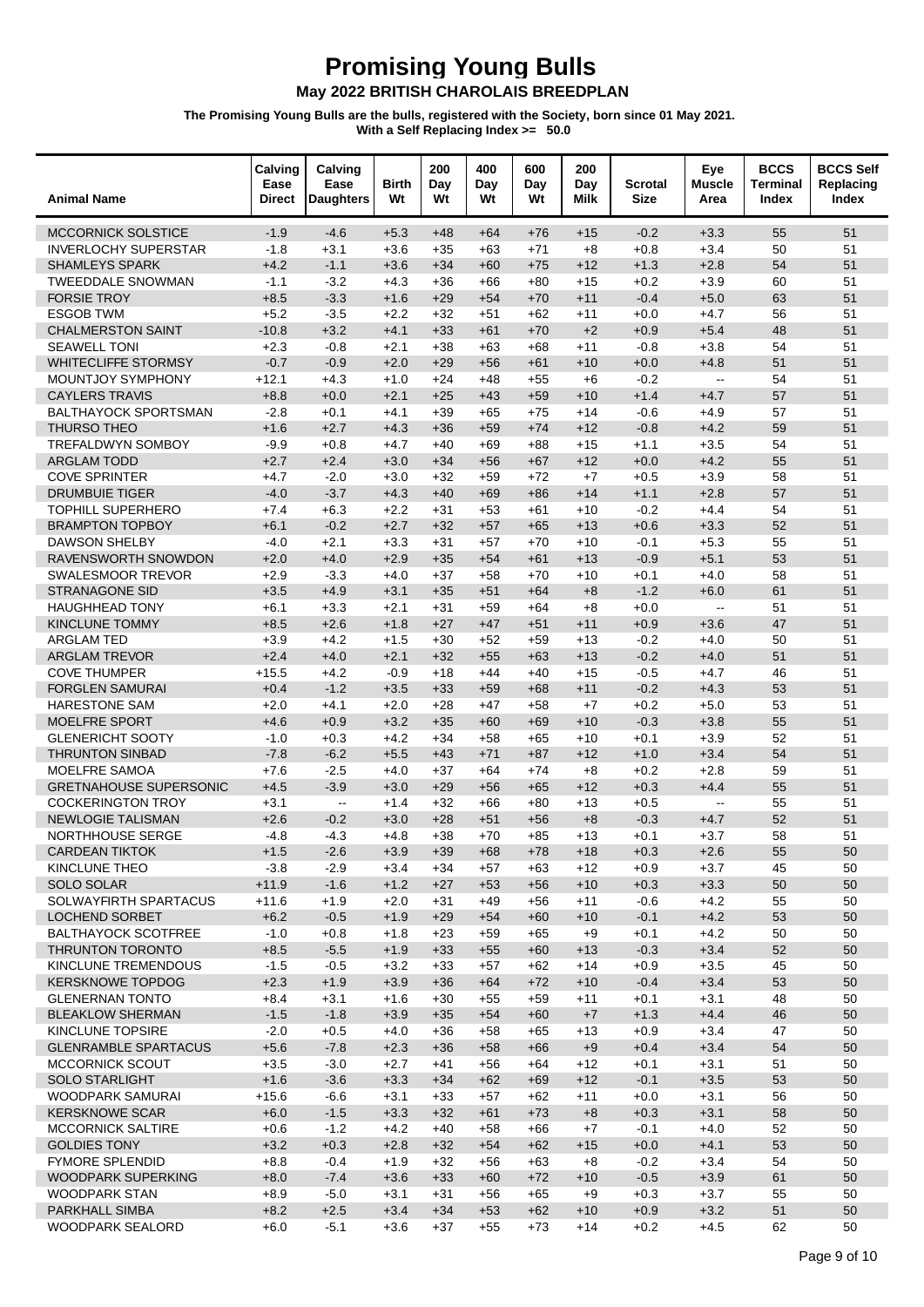# Promising Young Bulls

## May 2022 BRITISH CHAROLAIS BREEDPLAN

**The Promising Young Bulls are the bulls, registered with the Society, born since 01 May 2021.**
**With a Self Replacing Index >= 50.0**

| Animal Name | Calving Ease Direct | Calving Ease Daughters | Birth Wt | 200 Day Wt | 400 Day Wt | 600 Day Wt | 200 Day Milk | Scrotal Size | Eye Muscle Area | BCCS Terminal Index | BCCS Self Replacing Index |
|---|---|---|---|---|---|---|---|---|---|---|---|
| MCCORNICK SOLSTICE | -1.9 | -4.6 | +5.3 | +48 | +64 | +76 | +15 | -0.2 | +3.3 | 55 | 51 |
| INVERLOCHY SUPERSTAR | -1.8 | +3.1 | +3.6 | +35 | +63 | +71 | +8 | +0.8 | +3.4 | 50 | 51 |
| SHAMLEYS SPARK | +4.2 | -1.1 | +3.6 | +34 | +60 | +75 | +12 | +1.3 | +2.8 | 54 | 51 |
| TWEEDDALE SNOWMAN | -1.1 | -3.2 | +4.3 | +36 | +66 | +80 | +15 | +0.2 | +3.9 | 60 | 51 |
| FORSIE TROY | +8.5 | -3.3 | +1.6 | +29 | +54 | +70 | +11 | -0.4 | +5.0 | 63 | 51 |
| ESGOB TWM | +5.2 | -3.5 | +2.2 | +32 | +51 | +62 | +11 | +0.0 | +4.7 | 56 | 51 |
| CHALMERSTON SAINT | -10.8 | +3.2 | +4.1 | +33 | +61 | +70 | +2 | +0.9 | +5.4 | 48 | 51 |
| SEAWELL TONI | +2.3 | -0.8 | +2.1 | +38 | +63 | +68 | +11 | -0.8 | +3.8 | 54 | 51 |
| WHITECLIFFE STORMSY | -0.7 | -0.9 | +2.0 | +29 | +56 | +61 | +10 | +0.0 | +4.8 | 51 | 51 |
| MOUNTJOY SYMPHONY | +12.1 | +4.3 | +1.0 | +24 | +48 | +55 | +6 | -0.2 | -- | 54 | 51 |
| CAYLERS TRAVIS | +8.8 | +0.0 | +2.1 | +25 | +43 | +59 | +10 | +1.4 | +4.7 | 57 | 51 |
| BALTHAYOCK SPORTSMAN | -2.8 | +0.1 | +4.1 | +39 | +65 | +75 | +14 | -0.6 | +4.9 | 57 | 51 |
| THURSO THEO | +1.6 | +2.7 | +4.3 | +36 | +59 | +74 | +12 | -0.8 | +4.2 | 59 | 51 |
| TREFALDWYN SOMBOY | -9.9 | +0.8 | +4.7 | +40 | +69 | +88 | +15 | +1.1 | +3.5 | 54 | 51 |
| ARGLAM TODD | +2.7 | +2.4 | +3.0 | +34 | +56 | +67 | +12 | +0.0 | +4.2 | 55 | 51 |
| COVE SPRINTER | +4.7 | -2.0 | +3.0 | +32 | +59 | +72 | +7 | +0.5 | +3.9 | 58 | 51 |
| DRUMBUIE TIGER | -4.0 | -3.7 | +4.3 | +40 | +69 | +86 | +14 | +1.1 | +2.8 | 57 | 51 |
| TOPHILL SUPERHERO | +7.4 | +6.3 | +2.2 | +31 | +53 | +61 | +10 | -0.2 | +4.4 | 54 | 51 |
| BRAMPTON TOPBOY | +6.1 | -0.2 | +2.7 | +32 | +57 | +65 | +13 | +0.6 | +3.3 | 52 | 51 |
| DAWSON SHELBY | -4.0 | +2.1 | +3.3 | +31 | +57 | +70 | +10 | -0.1 | +5.3 | 55 | 51 |
| RAVENSWORTH SNOWDON | +2.0 | +4.0 | +2.9 | +35 | +54 | +61 | +13 | -0.9 | +5.1 | 53 | 51 |
| SWALESMOOR TREVOR | +2.9 | -3.3 | +4.0 | +37 | +58 | +70 | +10 | +0.1 | +4.0 | 58 | 51 |
| STRANAGONE SID | +3.5 | +4.9 | +3.1 | +35 | +51 | +64 | +8 | -1.2 | +6.0 | 61 | 51 |
| HAUGHHEAD TONY | +6.1 | +3.3 | +2.1 | +31 | +59 | +64 | +8 | +0.0 | -- | 51 | 51 |
| KINCLUNE TOMMY | +8.5 | +2.6 | +1.8 | +27 | +47 | +51 | +11 | +0.9 | +3.6 | 47 | 51 |
| ARGLAM TED | +3.9 | +4.2 | +1.5 | +30 | +52 | +59 | +13 | -0.2 | +4.0 | 50 | 51 |
| ARGLAM TREVOR | +2.4 | +4.0 | +2.1 | +32 | +55 | +63 | +13 | -0.2 | +4.0 | 51 | 51 |
| COVE THUMPER | +15.5 | +4.2 | -0.9 | +18 | +44 | +40 | +15 | -0.5 | +4.7 | 46 | 51 |
| FORGLEN SAMURAI | +0.4 | -1.2 | +3.5 | +33 | +59 | +68 | +11 | -0.2 | +4.3 | 53 | 51 |
| HARESTONE SAM | +2.0 | +4.1 | +2.0 | +28 | +47 | +58 | +7 | +0.2 | +5.0 | 53 | 51 |
| MOELFRE SPORT | +4.6 | +0.9 | +3.2 | +35 | +60 | +69 | +10 | -0.3 | +3.8 | 55 | 51 |
| GLENERICHT SOOTY | -1.0 | +0.3 | +4.2 | +34 | +58 | +65 | +10 | +0.1 | +3.9 | 52 | 51 |
| THRUNTON SINBAD | -7.8 | -6.2 | +5.5 | +43 | +71 | +87 | +12 | +1.0 | +3.4 | 54 | 51 |
| MOELFRE SAMOA | +7.6 | -2.5 | +4.0 | +37 | +64 | +74 | +8 | +0.2 | +2.8 | 59 | 51 |
| GRETNAHOUSE SUPERSONIC | +4.5 | -3.9 | +3.0 | +29 | +56 | +65 | +12 | +0.3 | +4.4 | 55 | 51 |
| COCKERINGTON TROY | +3.1 | -- | +1.4 | +32 | +66 | +80 | +13 | +0.5 | -- | 55 | 51 |
| NEWLOGIE TALISMAN | +2.6 | -0.2 | +3.0 | +28 | +51 | +56 | +8 | -0.3 | +4.7 | 52 | 51 |
| NORTHHOUSE SERGE | -4.8 | -4.3 | +4.8 | +38 | +70 | +85 | +13 | +0.1 | +3.7 | 58 | 51 |
| CARDEAN TIKTOK | +1.5 | -2.6 | +3.9 | +39 | +68 | +78 | +18 | +0.3 | +2.6 | 55 | 50 |
| KINCLUNE THEO | -3.8 | -2.9 | +3.4 | +34 | +57 | +63 | +12 | +0.9 | +3.7 | 45 | 50 |
| SOLO SOLAR | +11.9 | -1.6 | +1.2 | +27 | +53 | +56 | +10 | +0.3 | +3.3 | 50 | 50 |
| SOLWAYFIRTH SPARTACUS | +11.6 | +1.9 | +2.0 | +31 | +49 | +56 | +11 | -0.6 | +4.2 | 55 | 50 |
| LOCHEND SORBET | +6.2 | -0.5 | +1.9 | +29 | +54 | +60 | +10 | -0.1 | +4.2 | 53 | 50 |
| BALTHAYOCK SCOTFREE | -1.0 | +0.8 | +1.8 | +23 | +59 | +65 | +9 | +0.1 | +4.2 | 50 | 50 |
| THRUNTON TORONTO | +8.5 | -5.5 | +1.9 | +33 | +55 | +60 | +13 | -0.3 | +3.4 | 52 | 50 |
| KINCLUNE TREMENDOUS | -1.5 | -0.5 | +3.2 | +33 | +57 | +62 | +14 | +0.9 | +3.5 | 45 | 50 |
| KERSKNOWE TOPDOG | +2.3 | +1.9 | +3.9 | +36 | +64 | +72 | +10 | -0.4 | +3.4 | 53 | 50 |
| GLENERNAN TONTO | +8.4 | +3.1 | +1.6 | +30 | +55 | +59 | +11 | +0.1 | +3.1 | 48 | 50 |
| BLEAKLOW SHERMAN | -1.5 | -1.8 | +3.9 | +35 | +54 | +60 | +7 | +1.3 | +4.4 | 46 | 50 |
| KINCLUNE TOPSIRE | -2.0 | +0.5 | +4.0 | +36 | +58 | +65 | +13 | +0.9 | +3.4 | 47 | 50 |
| GLENRAMBLE SPARTACUS | +5.6 | -7.8 | +2.3 | +36 | +58 | +66 | +9 | +0.4 | +3.4 | 54 | 50 |
| MCCORNICK SCOUT | +3.5 | -3.0 | +2.7 | +41 | +56 | +64 | +12 | +0.1 | +3.1 | 51 | 50 |
| SOLO STARLIGHT | +1.6 | -3.6 | +3.3 | +34 | +62 | +69 | +12 | -0.1 | +3.5 | 53 | 50 |
| WOODPARK SAMURAI | +15.6 | -6.6 | +3.1 | +33 | +57 | +62 | +11 | +0.0 | +3.1 | 56 | 50 |
| KERSKNOWE SCAR | +6.0 | -1.5 | +3.3 | +32 | +61 | +73 | +8 | +0.3 | +3.1 | 58 | 50 |
| MCCORNICK SALTIRE | +0.6 | -1.2 | +4.2 | +40 | +58 | +66 | +7 | -0.1 | +4.0 | 52 | 50 |
| GOLDIES TONY | +3.2 | +0.3 | +2.8 | +32 | +54 | +62 | +15 | +0.0 | +4.1 | 53 | 50 |
| FYMORE SPLENDID | +8.8 | -0.4 | +1.9 | +32 | +56 | +63 | +8 | -0.2 | +3.4 | 54 | 50 |
| WOODPARK SUPERKING | +8.0 | -7.4 | +3.6 | +33 | +60 | +72 | +10 | -0.5 | +3.9 | 61 | 50 |
| WOODPARK STAN | +8.9 | -5.0 | +3.1 | +31 | +56 | +65 | +9 | +0.3 | +3.7 | 55 | 50 |
| PARKHALL SIMBA | +8.2 | +2.5 | +3.4 | +34 | +53 | +62 | +10 | +0.9 | +3.2 | 51 | 50 |
| WOODPARK SEALORD | +6.0 | -5.1 | +3.6 | +37 | +55 | +73 | +14 | +0.2 | +4.5 | 62 | 50 |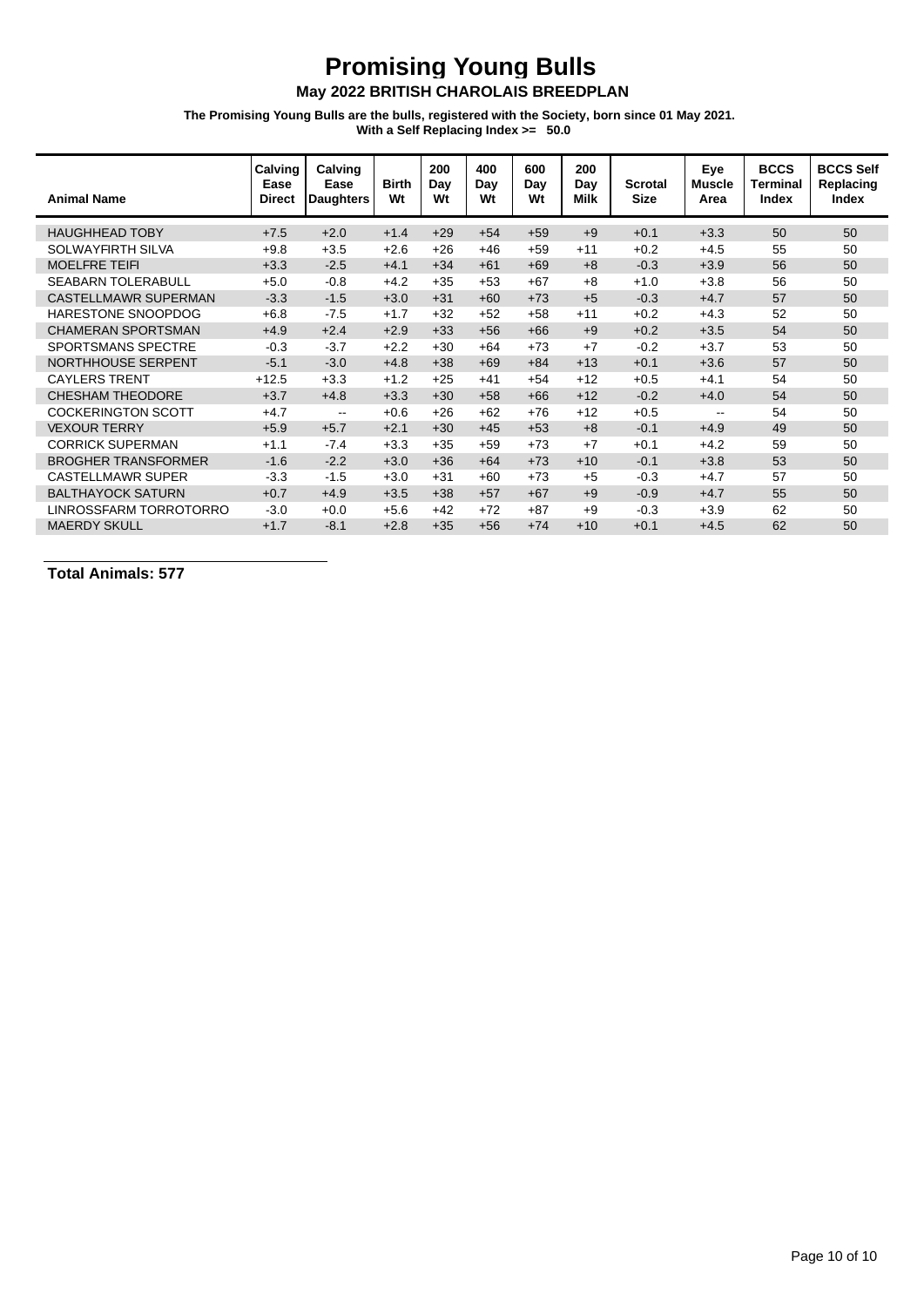# Promising Young Bulls

## May 2022 BRITISH CHAROLAIS BREEDPLAN

**The Promising Young Bulls are the bulls, registered with the Society, born since 01 May 2021.**
**With a Self Replacing Index >= 50.0**

| Animal Name | Calving Ease Direct | Calving Ease Daughters | Birth Wt | 200 Day Wt | 400 Day Wt | 600 Day Wt | 200 Day Milk | Scrotal Size | Eye Muscle Area | BCCS Terminal Index | BCCS Self Replacing Index |
|---|---|---|---|---|---|---|---|---|---|---|---|
| HAUGHHEAD TOBY | +7.5 | +2.0 | +1.4 | +29 | +54 | +59 | +9 | +0.1 | +3.3 | 50 | 50 |
| SOLWAYFIRTH SILVA | +9.8 | +3.5 | +2.6 | +26 | +46 | +59 | +11 | +0.2 | +4.5 | 55 | 50 |
| MOELFRE TEIFI | +3.3 | -2.5 | +4.1 | +34 | +61 | +69 | +8 | -0.3 | +3.9 | 56 | 50 |
| SEABARN TOLERABULL | +5.0 | -0.8 | +4.2 | +35 | +53 | +67 | +8 | +1.0 | +3.8 | 56 | 50 |
| CASTELLMAWR SUPERMAN | -3.3 | -1.5 | +3.0 | +31 | +60 | +73 | +5 | -0.3 | +4.7 | 57 | 50 |
| HARESTONE SNOOPDOG | +6.8 | -7.5 | +1.7 | +32 | +52 | +58 | +11 | +0.2 | +4.3 | 52 | 50 |
| CHAMERAN SPORTSMAN | +4.9 | +2.4 | +2.9 | +33 | +56 | +66 | +9 | +0.2 | +3.5 | 54 | 50 |
| SPORTSMANS SPECTRE | -0.3 | -3.7 | +2.2 | +30 | +64 | +73 | +7 | -0.2 | +3.7 | 53 | 50 |
| NORTHHOUSE SERPENT | -5.1 | -3.0 | +4.8 | +38 | +69 | +84 | +13 | +0.1 | +3.6 | 57 | 50 |
| CAYLERS TRENT | +12.5 | +3.3 | +1.2 | +25 | +41 | +54 | +12 | +0.5 | +4.1 | 54 | 50 |
| CHESHAM THEODORE | +3.7 | +4.8 | +3.3 | +30 | +58 | +66 | +12 | -0.2 | +4.0 | 54 | 50 |
| COCKERINGTON SCOTT | +4.7 | -- | +0.6 | +26 | +62 | +76 | +12 | +0.5 | -- | 54 | 50 |
| VEXOUR TERRY | +5.9 | +5.7 | +2.1 | +30 | +45 | +53 | +8 | -0.1 | +4.9 | 49 | 50 |
| CORRICK SUPERMAN | +1.1 | -7.4 | +3.3 | +35 | +59 | +73 | +7 | +0.1 | +4.2 | 59 | 50 |
| BROGHER TRANSFORMER | -1.6 | -2.2 | +3.0 | +36 | +64 | +73 | +10 | -0.1 | +3.8 | 53 | 50 |
| CASTELLMAWR SUPER | -3.3 | -1.5 | +3.0 | +31 | +60 | +73 | +5 | -0.3 | +4.7 | 57 | 50 |
| BALTHAYOCK SATURN | +0.7 | +4.9 | +3.5 | +38 | +57 | +67 | +9 | -0.9 | +4.7 | 55 | 50 |
| LINROSSFARM TORROTORRO | -3.0 | +0.0 | +5.6 | +42 | +72 | +87 | +9 | -0.3 | +3.9 | 62 | 50 |
| MAERDY SKULL | +1.7 | -8.1 | +2.8 | +35 | +56 | +74 | +10 | +0.1 | +4.5 | 62 | 50 |

**Total Animals: 577**